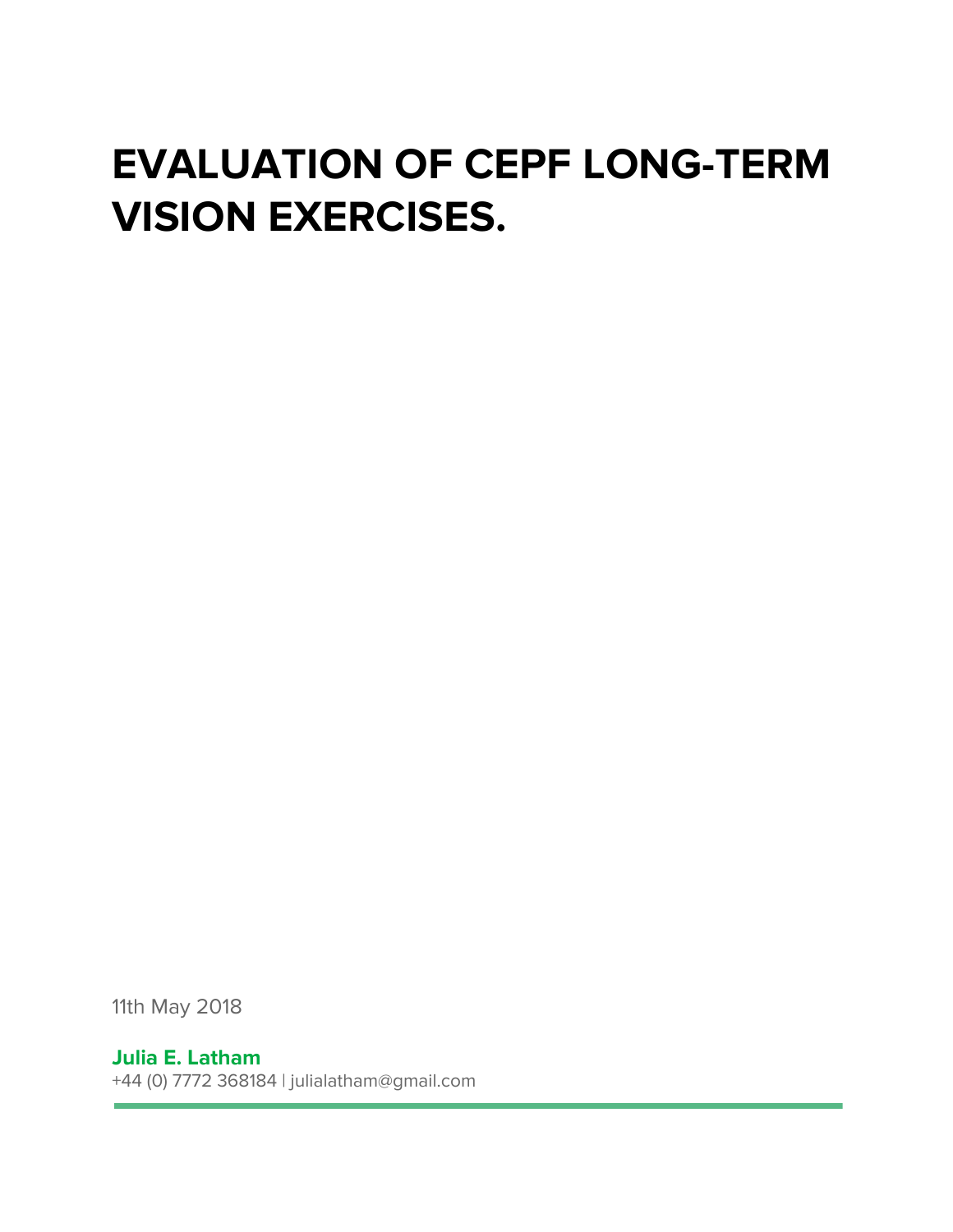# EVALUATION OF CEPF LONG-TERM VISION EXERCISES.

11th May 2018

**Julia E. Latham**
+44 (0) 7772 368184 | julialatham@gmail.com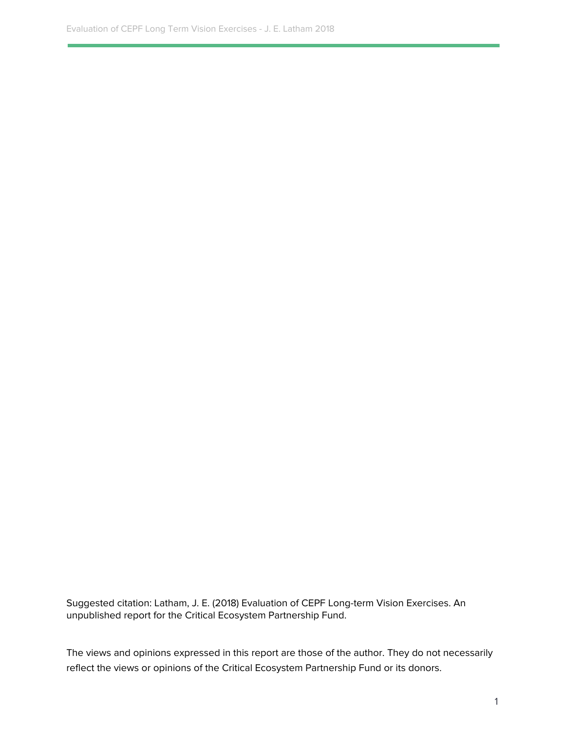Suggested citation: Latham, J. E. (2018) Evaluation of CEPF Long-term Vision Exercises. An unpublished report for the Critical Ecosystem Partnership Fund.

The views and opinions expressed in this report are those of the author. They do not necessarily reflect the views or opinions of the Critical Ecosystem Partnership Fund or its donors.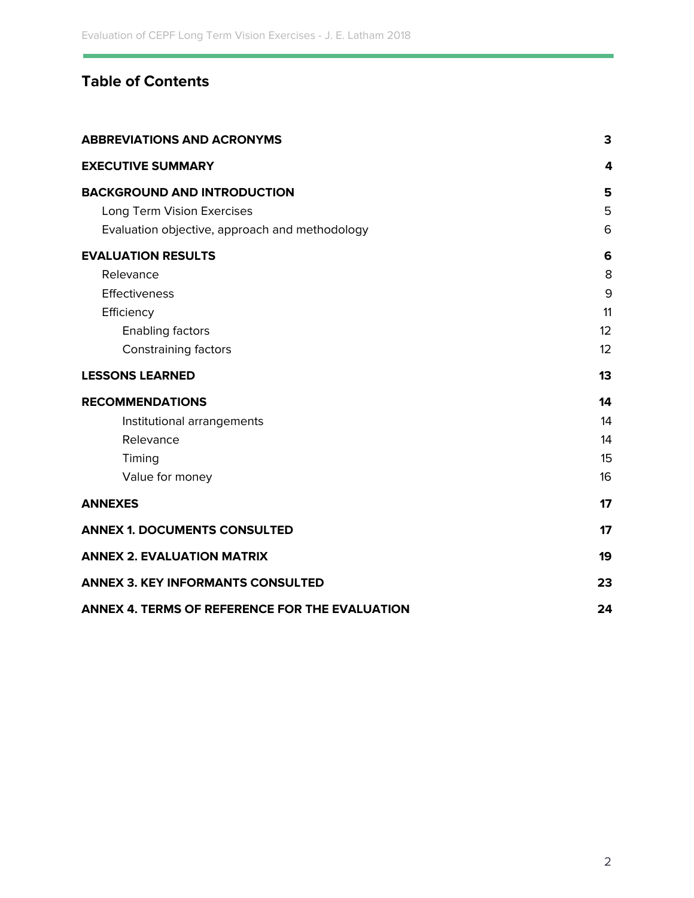## Table of Contents

| | |
|---|---|
| **ABBREVIATIONS AND ACRONYMS** | **3** |
| **EXECUTIVE SUMMARY** | **4** |
| **BACKGROUND AND INTRODUCTION** | **5** |
| Long Term Vision Exercises | 5 |
| Evaluation objective, approach and methodology | 6 |
| **EVALUATION RESULTS** | **6** |
| Relevance | 8 |
| Effectiveness | 9 |
| Efficiency | 11 |
| Enabling factors | 12 |
| Constraining factors | 12 |
| **LESSONS LEARNED** | **13** |
| **RECOMMENDATIONS** | **14** |
| Institutional arrangements | 14 |
| Relevance | 14 |
| Timing | 15 |
| Value for money | 16 |
| **ANNEXES** | **17** |
| **ANNEX 1. DOCUMENTS CONSULTED** | **17** |
| **ANNEX 2. EVALUATION MATRIX** | **19** |
| **ANNEX 3. KEY INFORMANTS CONSULTED** | **23** |
| **ANNEX 4. TERMS OF REFERENCE FOR THE EVALUATION** | **24** |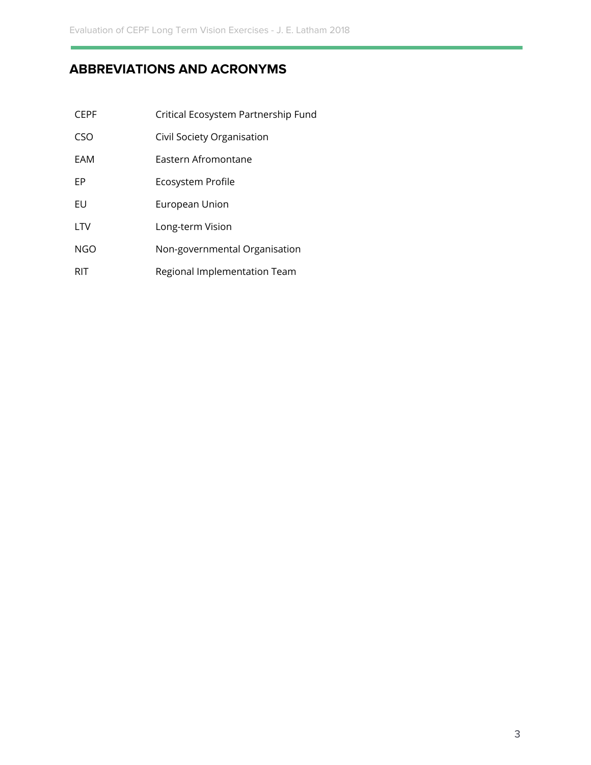## ABBREVIATIONS AND ACRONYMS

| | |
|---|---|
| CEPF | Critical Ecosystem Partnership Fund |
| CSO | Civil Society Organisation |
| EAM | Eastern Afromontane |
| EP | Ecosystem Profile |
| EU | European Union |
| LTV | Long-term Vision |
| NGO | Non-governmental Organisation |
| RIT | Regional Implementation Team |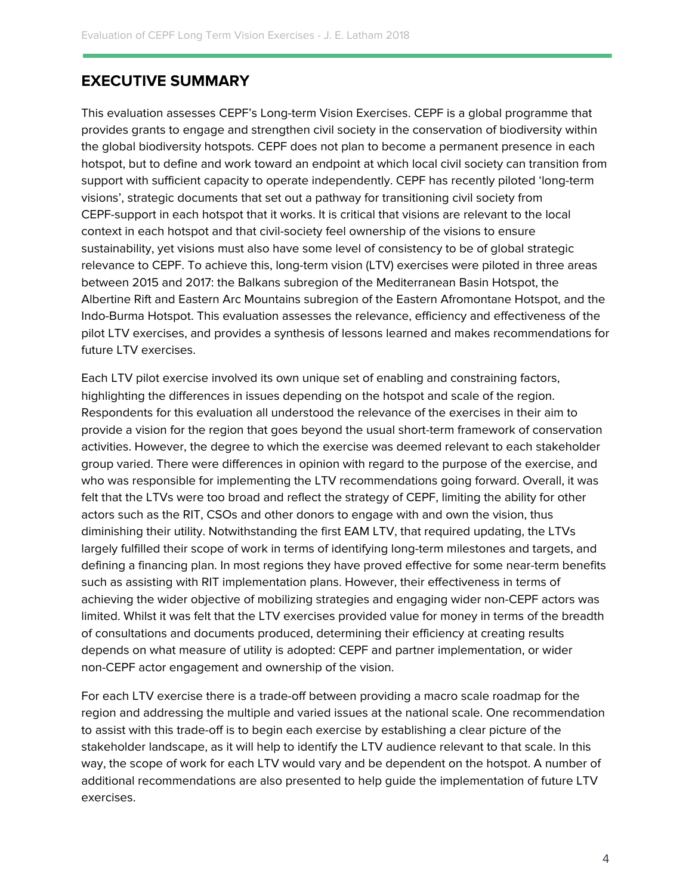## EXECUTIVE SUMMARY

This evaluation assesses CEPF's Long-term Vision Exercises. CEPF is a global programme that provides grants to engage and strengthen civil society in the conservation of biodiversity within the global biodiversity hotspots. CEPF does not plan to become a permanent presence in each hotspot, but to define and work toward an endpoint at which local civil society can transition from support with sufficient capacity to operate independently. CEPF has recently piloted 'long-term visions', strategic documents that set out a pathway for transitioning civil society from CEPF-support in each hotspot that it works. It is critical that visions are relevant to the local context in each hotspot and that civil-society feel ownership of the visions to ensure sustainability, yet visions must also have some level of consistency to be of global strategic relevance to CEPF. To achieve this, long-term vision (LTV) exercises were piloted in three areas between 2015 and 2017: the Balkans subregion of the Mediterranean Basin Hotspot, the Albertine Rift and Eastern Arc Mountains subregion of the Eastern Afromontane Hotspot, and the Indo-Burma Hotspot. This evaluation assesses the relevance, efficiency and effectiveness of the pilot LTV exercises, and provides a synthesis of lessons learned and makes recommendations for future LTV exercises.

Each LTV pilot exercise involved its own unique set of enabling and constraining factors, highlighting the differences in issues depending on the hotspot and scale of the region. Respondents for this evaluation all understood the relevance of the exercises in their aim to provide a vision for the region that goes beyond the usual short-term framework of conservation activities. However, the degree to which the exercise was deemed relevant to each stakeholder group varied. There were differences in opinion with regard to the purpose of the exercise, and who was responsible for implementing the LTV recommendations going forward. Overall, it was felt that the LTVs were too broad and reflect the strategy of CEPF, limiting the ability for other actors such as the RIT, CSOs and other donors to engage with and own the vision, thus diminishing their utility. Notwithstanding the first EAM LTV, that required updating, the LTVs largely fulfilled their scope of work in terms of identifying long-term milestones and targets, and defining a financing plan. In most regions they have proved effective for some near-term benefits such as assisting with RIT implementation plans. However, their effectiveness in terms of achieving the wider objective of mobilizing strategies and engaging wider non-CEPF actors was limited. Whilst it was felt that the LTV exercises provided value for money in terms of the breadth of consultations and documents produced, determining their efficiency at creating results depends on what measure of utility is adopted: CEPF and partner implementation, or wider non-CEPF actor engagement and ownership of the vision.

For each LTV exercise there is a trade-off between providing a macro scale roadmap for the region and addressing the multiple and varied issues at the national scale. One recommendation to assist with this trade-off is to begin each exercise by establishing a clear picture of the stakeholder landscape, as it will help to identify the LTV audience relevant to that scale. In this way, the scope of work for each LTV would vary and be dependent on the hotspot. A number of additional recommendations are also presented to help guide the implementation of future LTV exercises.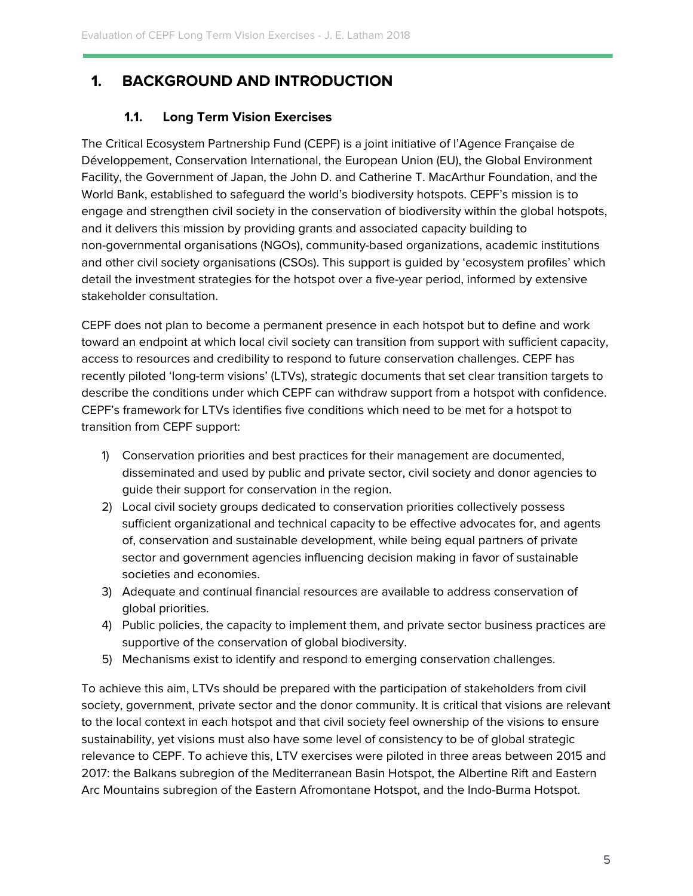# 1. BACKGROUND AND INTRODUCTION

## 1.1. Long Term Vision Exercises

The Critical Ecosystem Partnership Fund (CEPF) is a joint initiative of l'Agence Française de Développement, Conservation International, the European Union (EU), the Global Environment Facility, the Government of Japan, the John D. and Catherine T. MacArthur Foundation, and the World Bank, established to safeguard the world's biodiversity hotspots. CEPF's mission is to engage and strengthen civil society in the conservation of biodiversity within the global hotspots, and it delivers this mission by providing grants and associated capacity building to non-governmental organisations (NGOs), community-based organizations, academic institutions and other civil society organisations (CSOs). This support is guided by 'ecosystem profiles' which detail the investment strategies for the hotspot over a five-year period, informed by extensive stakeholder consultation.

CEPF does not plan to become a permanent presence in each hotspot but to define and work toward an endpoint at which local civil society can transition from support with sufficient capacity, access to resources and credibility to respond to future conservation challenges. CEPF has recently piloted 'long-term visions' (LTVs), strategic documents that set clear transition targets to describe the conditions under which CEPF can withdraw support from a hotspot with confidence. CEPF's framework for LTVs identifies five conditions which need to be met for a hotspot to transition from CEPF support:

1) Conservation priorities and best practices for their management are documented, disseminated and used by public and private sector, civil society and donor agencies to guide their support for conservation in the region.
2) Local civil society groups dedicated to conservation priorities collectively possess sufficient organizational and technical capacity to be effective advocates for, and agents of, conservation and sustainable development, while being equal partners of private sector and government agencies influencing decision making in favor of sustainable societies and economies.
3) Adequate and continual financial resources are available to address conservation of global priorities.
4) Public policies, the capacity to implement them, and private sector business practices are supportive of the conservation of global biodiversity.
5) Mechanisms exist to identify and respond to emerging conservation challenges.

To achieve this aim, LTVs should be prepared with the participation of stakeholders from civil society, government, private sector and the donor community. It is critical that visions are relevant to the local context in each hotspot and that civil society feel ownership of the visions to ensure sustainability, yet visions must also have some level of consistency to be of global strategic relevance to CEPF. To achieve this, LTV exercises were piloted in three areas between 2015 and 2017: the Balkans subregion of the Mediterranean Basin Hotspot, the Albertine Rift and Eastern Arc Mountains subregion of the Eastern Afromontane Hotspot, and the Indo-Burma Hotspot.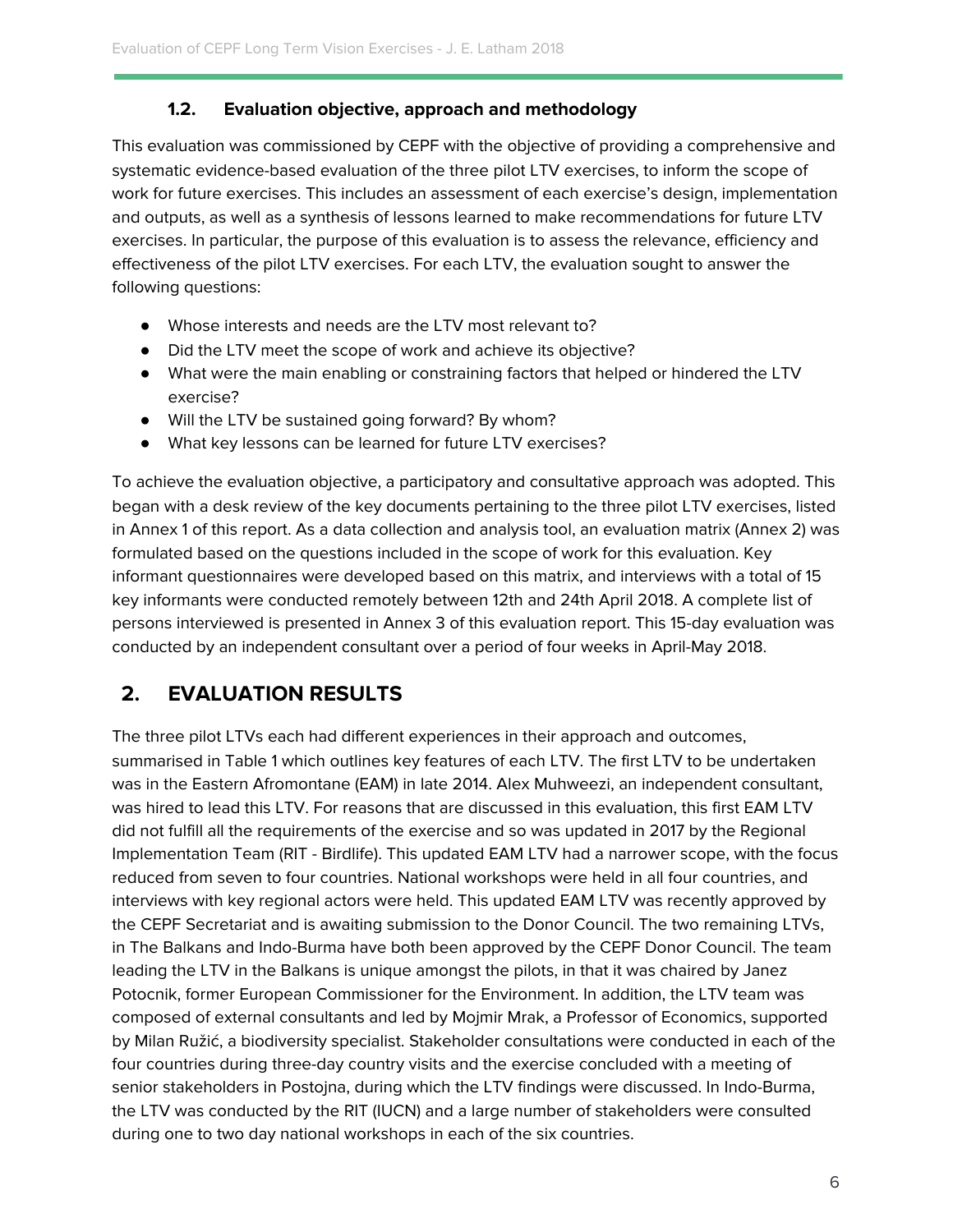### 1.2. Evaluation objective, approach and methodology

This evaluation was commissioned by CEPF with the objective of providing a comprehensive and systematic evidence-based evaluation of the three pilot LTV exercises, to inform the scope of work for future exercises. This includes an assessment of each exercise's design, implementation and outputs, as well as a synthesis of lessons learned to make recommendations for future LTV exercises. In particular, the purpose of this evaluation is to assess the relevance, efficiency and effectiveness of the pilot LTV exercises. For each LTV, the evaluation sought to answer the following questions:

- Whose interests and needs are the LTV most relevant to?
- Did the LTV meet the scope of work and achieve its objective?
- What were the main enabling or constraining factors that helped or hindered the LTV exercise?
- Will the LTV be sustained going forward? By whom?
- What key lessons can be learned for future LTV exercises?

To achieve the evaluation objective, a participatory and consultative approach was adopted. This began with a desk review of the key documents pertaining to the three pilot LTV exercises, listed in Annex 1 of this report. As a data collection and analysis tool, an evaluation matrix (Annex 2) was formulated based on the questions included in the scope of work for this evaluation. Key informant questionnaires were developed based on this matrix, and interviews with a total of 15 key informants were conducted remotely between 12th and 24th April 2018. A complete list of persons interviewed is presented in Annex 3 of this evaluation report. This 15-day evaluation was conducted by an independent consultant over a period of four weeks in April-May 2018.

## 2. EVALUATION RESULTS

The three pilot LTVs each had different experiences in their approach and outcomes, summarised in Table 1 which outlines key features of each LTV. The first LTV to be undertaken was in the Eastern Afromontane (EAM) in late 2014. Alex Muhweezi, an independent consultant, was hired to lead this LTV. For reasons that are discussed in this evaluation, this first EAM LTV did not fulfill all the requirements of the exercise and so was updated in 2017 by the Regional Implementation Team (RIT - Birdlife). This updated EAM LTV had a narrower scope, with the focus reduced from seven to four countries. National workshops were held in all four countries, and interviews with key regional actors were held. This updated EAM LTV was recently approved by the CEPF Secretariat and is awaiting submission to the Donor Council. The two remaining LTVs, in The Balkans and Indo-Burma have both been approved by the CEPF Donor Council. The team leading the LTV in the Balkans is unique amongst the pilots, in that it was chaired by Janez Potocnik, former European Commissioner for the Environment. In addition, the LTV team was composed of external consultants and led by Mojmir Mrak, a Professor of Economics, supported by Milan Ružić, a biodiversity specialist. Stakeholder consultations were conducted in each of the four countries during three-day country visits and the exercise concluded with a meeting of senior stakeholders in Postojna, during which the LTV findings were discussed. In Indo-Burma, the LTV was conducted by the RIT (IUCN) and a large number of stakeholders were consulted during one to two day national workshops in each of the six countries.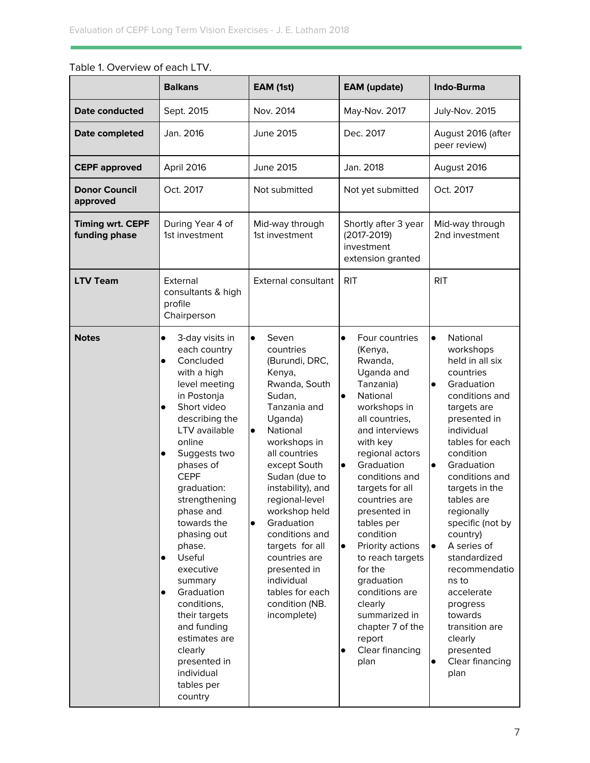Table 1. Overview of each LTV.

| | Balkans | EAM (1st) | EAM (update) | Indo-Burma |
|---|---|---|---|---|
| **Date conducted** | Sept. 2015 | Nov. 2014 | May-Nov. 2017 | July-Nov. 2015 |
| **Date completed** | Jan. 2016 | June 2015 | Dec. 2017 | August 2016 (after peer review) |
| **CEPF approved** | April 2016 | June 2015 | Jan. 2018 | August 2016 |
| **Donor Council approved** | Oct. 2017 | Not submitted | Not yet submitted | Oct. 2017 |
| **Timing wrt. CEPF funding phase** | During Year 4 of 1st investment | Mid-way through 1st investment | Shortly after 3 year (2017-2019) investment extension granted | Mid-way through 2nd investment |
| **LTV Team** | External consultants & high profile Chairperson | External consultant | RIT | RIT |
| **Notes** | • 3-day visits in each country<br>• Concluded with a high level meeting in Postonja<br>• Short video describing the LTV available online<br>• Suggests two phases of CEPF graduation: strengthening phase and towards the phasing out phase.<br>• Useful executive summary<br>• Graduation conditions, their targets and funding estimates are clearly presented in individual tables per country | • Seven countries (Burundi, DRC, Kenya, Rwanda, South Sudan, Tanzania and Uganda)<br>• National workshops in all countries except South Sudan (due to instability), and regional-level workshop held<br>• Graduation conditions and targets for all countries are presented in individual tables for each condition (NB. incomplete) | • Four countries (Kenya, Rwanda, Uganda and Tanzania)<br>• National workshops in all countries, and interviews with key regional actors<br>• Graduation conditions and targets for all countries are presented in tables per condition<br>• Priority actions to reach targets for the graduation conditions are clearly summarized in chapter 7 of the report<br>• Clear financing plan | • National workshops held in all six countries<br>• Graduation conditions and targets are presented in individual tables for each condition<br>• Graduation conditions and targets in the tables are regionally specific (not by country)<br>• A series of standardized recommendations to accelerate progress towards transition are clearly presented<br>• Clear financing plan |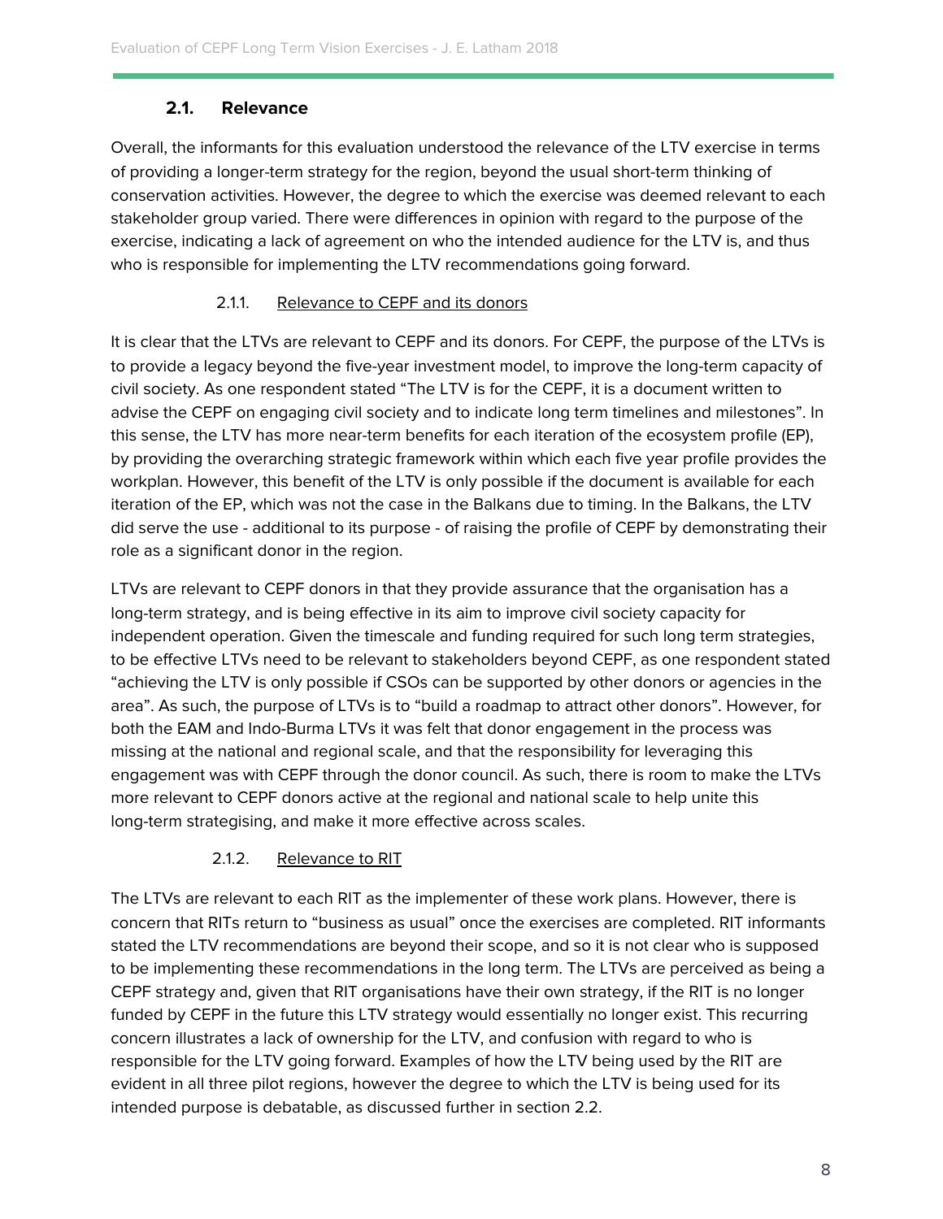### 2.1. Relevance

Overall, the informants for this evaluation understood the relevance of the LTV exercise in terms of providing a longer-term strategy for the region, beyond the usual short-term thinking of conservation activities. However, the degree to which the exercise was deemed relevant to each stakeholder group varied. There were differences in opinion with regard to the purpose of the exercise, indicating a lack of agreement on who the intended audience for the LTV is, and thus who is responsible for implementing the LTV recommendations going forward.

#### 2.1.1. Relevance to CEPF and its donors

It is clear that the LTVs are relevant to CEPF and its donors. For CEPF, the purpose of the LTVs is to provide a legacy beyond the five-year investment model, to improve the long-term capacity of civil society. As one respondent stated "The LTV is for the CEPF, it is a document written to advise the CEPF on engaging civil society and to indicate long term timelines and milestones". In this sense, the LTV has more near-term benefits for each iteration of the ecosystem profile (EP), by providing the overarching strategic framework within which each five year profile provides the workplan. However, this benefit of the LTV is only possible if the document is available for each iteration of the EP, which was not the case in the Balkans due to timing. In the Balkans, the LTV did serve the use - additional to its purpose - of raising the profile of CEPF by demonstrating their role as a significant donor in the region.

LTVs are relevant to CEPF donors in that they provide assurance that the organisation has a long-term strategy, and is being effective in its aim to improve civil society capacity for independent operation. Given the timescale and funding required for such long term strategies, to be effective LTVs need to be relevant to stakeholders beyond CEPF, as one respondent stated "achieving the LTV is only possible if CSOs can be supported by other donors or agencies in the area". As such, the purpose of LTVs is to "build a roadmap to attract other donors". However, for both the EAM and Indo-Burma LTVs it was felt that donor engagement in the process was missing at the national and regional scale, and that the responsibility for leveraging this engagement was with CEPF through the donor council. As such, there is room to make the LTVs more relevant to CEPF donors active at the regional and national scale to help unite this long-term strategising, and make it more effective across scales.

#### 2.1.2. Relevance to RIT

The LTVs are relevant to each RIT as the implementer of these work plans. However, there is concern that RITs return to "business as usual" once the exercises are completed. RIT informants stated the LTV recommendations are beyond their scope, and so it is not clear who is supposed to be implementing these recommendations in the long term. The LTVs are perceived as being a CEPF strategy and, given that RIT organisations have their own strategy, if the RIT is no longer funded by CEPF in the future this LTV strategy would essentially no longer exist. This recurring concern illustrates a lack of ownership for the LTV, and confusion with regard to who is responsible for the LTV going forward. Examples of how the LTV being used by the RIT are evident in all three pilot regions, however the degree to which the LTV is being used for its intended purpose is debatable, as discussed further in section 2.2.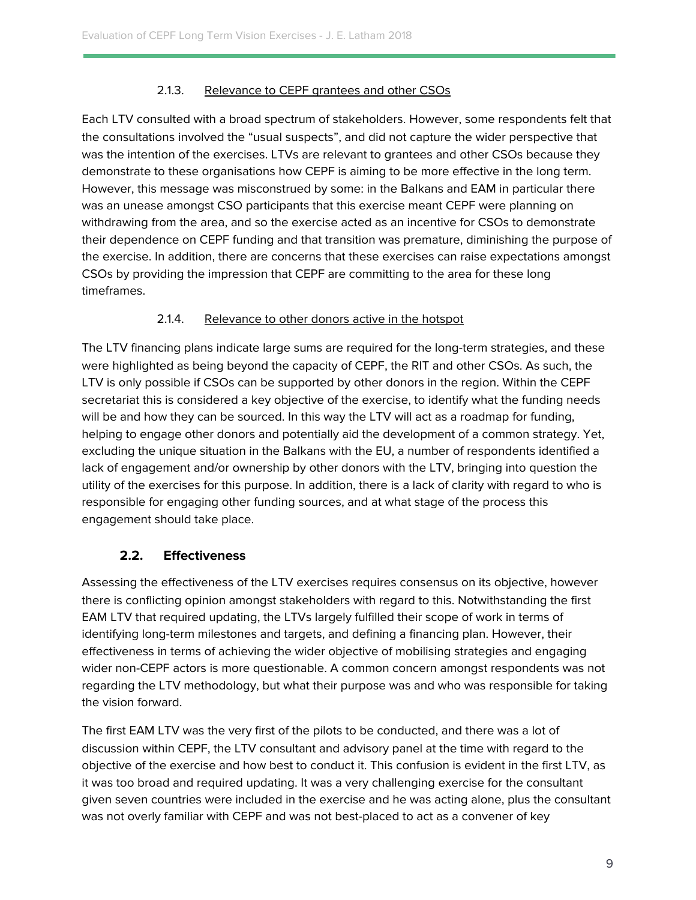#### 2.1.3. Relevance to CEPF grantees and other CSOs

Each LTV consulted with a broad spectrum of stakeholders. However, some respondents felt that the consultations involved the "usual suspects", and did not capture the wider perspective that was the intention of the exercises. LTVs are relevant to grantees and other CSOs because they demonstrate to these organisations how CEPF is aiming to be more effective in the long term. However, this message was misconstrued by some: in the Balkans and EAM in particular there was an unease amongst CSO participants that this exercise meant CEPF were planning on withdrawing from the area, and so the exercise acted as an incentive for CSOs to demonstrate their dependence on CEPF funding and that transition was premature, diminishing the purpose of the exercise. In addition, there are concerns that these exercises can raise expectations amongst CSOs by providing the impression that CEPF are committing to the area for these long timeframes.

#### 2.1.4. Relevance to other donors active in the hotspot

The LTV financing plans indicate large sums are required for the long-term strategies, and these were highlighted as being beyond the capacity of CEPF, the RIT and other CSOs. As such, the LTV is only possible if CSOs can be supported by other donors in the region. Within the CEPF secretariat this is considered a key objective of the exercise, to identify what the funding needs will be and how they can be sourced. In this way the LTV will act as a roadmap for funding, helping to engage other donors and potentially aid the development of a common strategy. Yet, excluding the unique situation in the Balkans with the EU, a number of respondents identified a lack of engagement and/or ownership by other donors with the LTV, bringing into question the utility of the exercises for this purpose. In addition, there is a lack of clarity with regard to who is responsible for engaging other funding sources, and at what stage of the process this engagement should take place.

### 2.2. Effectiveness

Assessing the effectiveness of the LTV exercises requires consensus on its objective, however there is conflicting opinion amongst stakeholders with regard to this. Notwithstanding the first EAM LTV that required updating, the LTVs largely fulfilled their scope of work in terms of identifying long-term milestones and targets, and defining a financing plan. However, their effectiveness in terms of achieving the wider objective of mobilising strategies and engaging wider non-CEPF actors is more questionable. A common concern amongst respondents was not regarding the LTV methodology, but what their purpose was and who was responsible for taking the vision forward.

The first EAM LTV was the very first of the pilots to be conducted, and there was a lot of discussion within CEPF, the LTV consultant and advisory panel at the time with regard to the objective of the exercise and how best to conduct it. This confusion is evident in the first LTV, as it was too broad and required updating. It was a very challenging exercise for the consultant given seven countries were included in the exercise and he was acting alone, plus the consultant was not overly familiar with CEPF and was not best-placed to act as a convener of key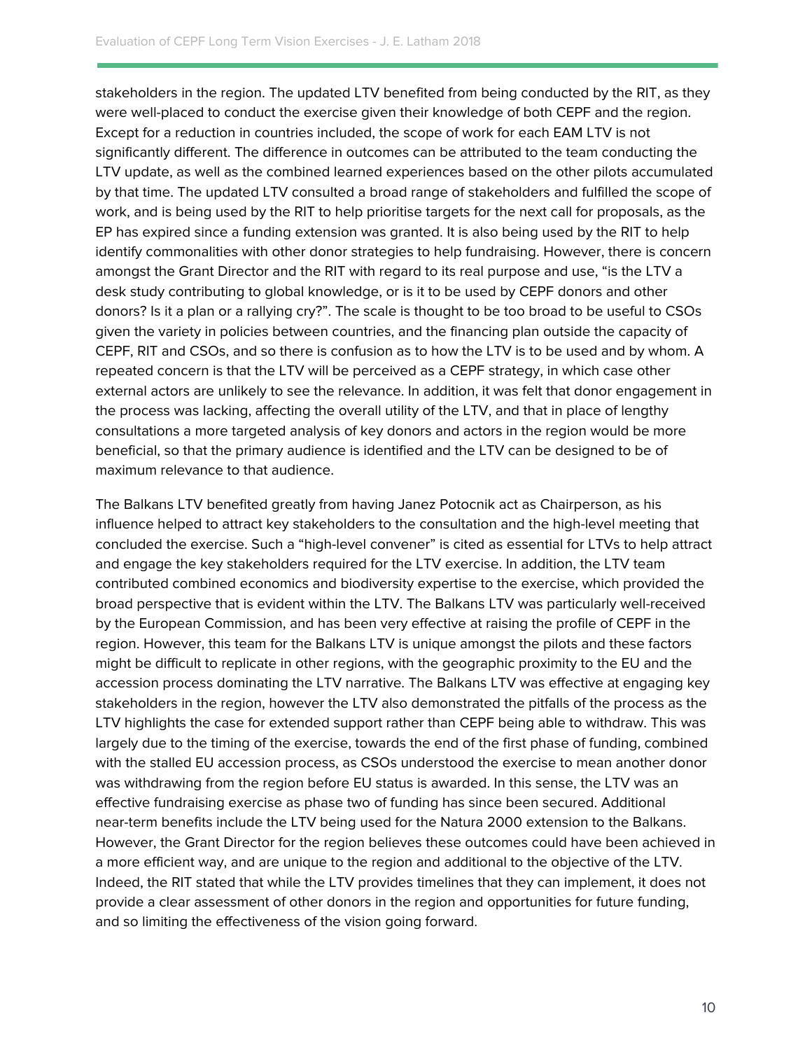stakeholders in the region. The updated LTV benefited from being conducted by the RIT, as they were well-placed to conduct the exercise given their knowledge of both CEPF and the region. Except for a reduction in countries included, the scope of work for each EAM LTV is not significantly different. The difference in outcomes can be attributed to the team conducting the LTV update, as well as the combined learned experiences based on the other pilots accumulated by that time. The updated LTV consulted a broad range of stakeholders and fulfilled the scope of work, and is being used by the RIT to help prioritise targets for the next call for proposals, as the EP has expired since a funding extension was granted. It is also being used by the RIT to help identify commonalities with other donor strategies to help fundraising. However, there is concern amongst the Grant Director and the RIT with regard to its real purpose and use, "is the LTV a desk study contributing to global knowledge, or is it to be used by CEPF donors and other donors? Is it a plan or a rallying cry?". The scale is thought to be too broad to be useful to CSOs given the variety in policies between countries, and the financing plan outside the capacity of CEPF, RIT and CSOs, and so there is confusion as to how the LTV is to be used and by whom. A repeated concern is that the LTV will be perceived as a CEPF strategy, in which case other external actors are unlikely to see the relevance. In addition, it was felt that donor engagement in the process was lacking, affecting the overall utility of the LTV, and that in place of lengthy consultations a more targeted analysis of key donors and actors in the region would be more beneficial, so that the primary audience is identified and the LTV can be designed to be of maximum relevance to that audience.

The Balkans LTV benefited greatly from having Janez Potocnik act as Chairperson, as his influence helped to attract key stakeholders to the consultation and the high-level meeting that concluded the exercise. Such a "high-level convener" is cited as essential for LTVs to help attract and engage the key stakeholders required for the LTV exercise. In addition, the LTV team contributed combined economics and biodiversity expertise to the exercise, which provided the broad perspective that is evident within the LTV. The Balkans LTV was particularly well-received by the European Commission, and has been very effective at raising the profile of CEPF in the region. However, this team for the Balkans LTV is unique amongst the pilots and these factors might be difficult to replicate in other regions, with the geographic proximity to the EU and the accession process dominating the LTV narrative. The Balkans LTV was effective at engaging key stakeholders in the region, however the LTV also demonstrated the pitfalls of the process as the LTV highlights the case for extended support rather than CEPF being able to withdraw. This was largely due to the timing of the exercise, towards the end of the first phase of funding, combined with the stalled EU accession process, as CSOs understood the exercise to mean another donor was withdrawing from the region before EU status is awarded. In this sense, the LTV was an effective fundraising exercise as phase two of funding has since been secured. Additional near-term benefits include the LTV being used for the Natura 2000 extension to the Balkans. However, the Grant Director for the region believes these outcomes could have been achieved in a more efficient way, and are unique to the region and additional to the objective of the LTV. Indeed, the RIT stated that while the LTV provides timelines that they can implement, it does not provide a clear assessment of other donors in the region and opportunities for future funding, and so limiting the effectiveness of the vision going forward.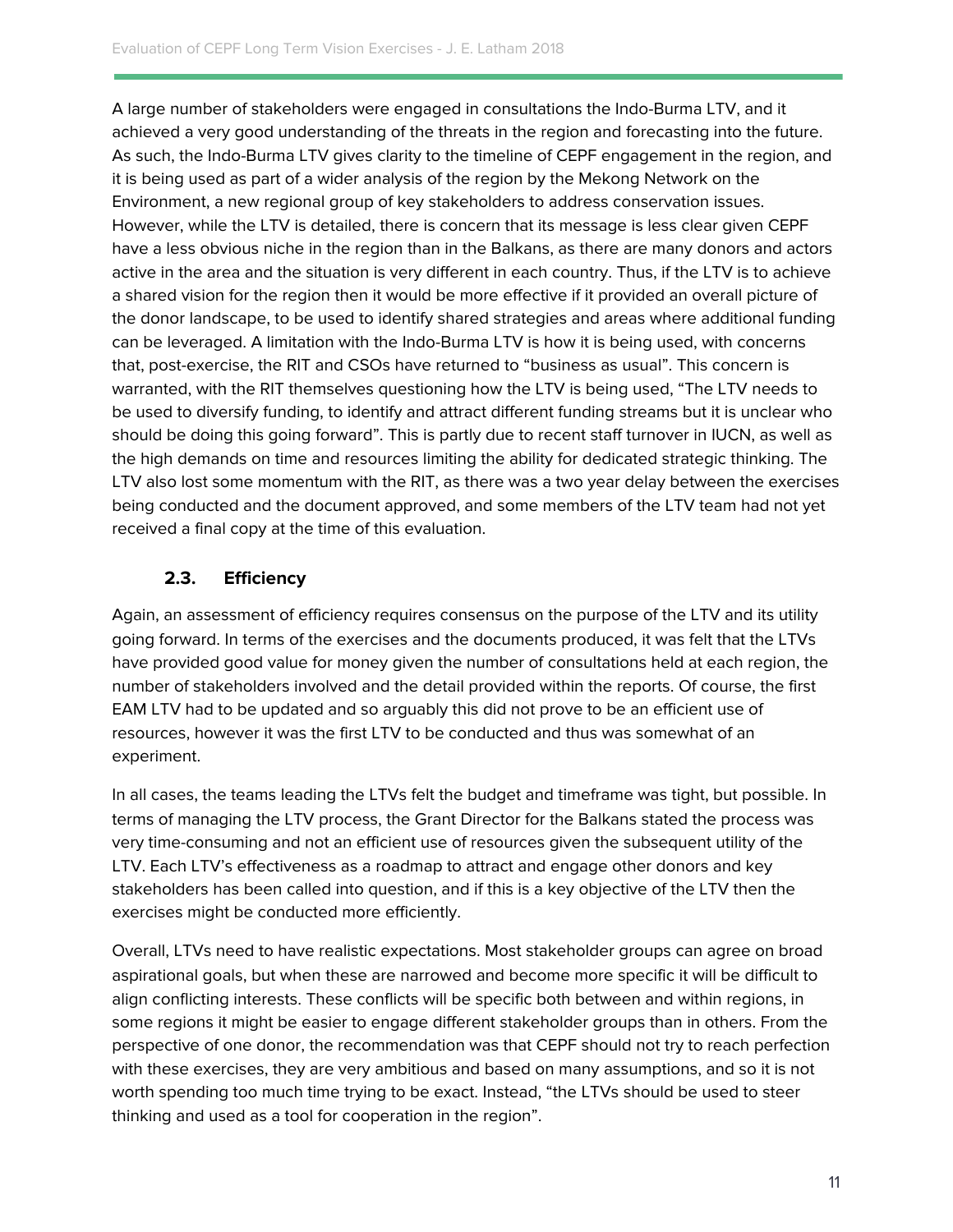A large number of stakeholders were engaged in consultations the Indo-Burma LTV, and it achieved a very good understanding of the threats in the region and forecasting into the future. As such, the Indo-Burma LTV gives clarity to the timeline of CEPF engagement in the region, and it is being used as part of a wider analysis of the region by the Mekong Network on the Environment, a new regional group of key stakeholders to address conservation issues. However, while the LTV is detailed, there is concern that its message is less clear given CEPF have a less obvious niche in the region than in the Balkans, as there are many donors and actors active in the area and the situation is very different in each country. Thus, if the LTV is to achieve a shared vision for the region then it would be more effective if it provided an overall picture of the donor landscape, to be used to identify shared strategies and areas where additional funding can be leveraged. A limitation with the Indo-Burma LTV is how it is being used, with concerns that, post-exercise, the RIT and CSOs have returned to "business as usual". This concern is warranted, with the RIT themselves questioning how the LTV is being used, "The LTV needs to be used to diversify funding, to identify and attract different funding streams but it is unclear who should be doing this going forward". This is partly due to recent staff turnover in IUCN, as well as the high demands on time and resources limiting the ability for dedicated strategic thinking. The LTV also lost some momentum with the RIT, as there was a two year delay between the exercises being conducted and the document approved, and some members of the LTV team had not yet received a final copy at the time of this evaluation.

### 2.3. Efficiency

Again, an assessment of efficiency requires consensus on the purpose of the LTV and its utility going forward. In terms of the exercises and the documents produced, it was felt that the LTVs have provided good value for money given the number of consultations held at each region, the number of stakeholders involved and the detail provided within the reports. Of course, the first EAM LTV had to be updated and so arguably this did not prove to be an efficient use of resources, however it was the first LTV to be conducted and thus was somewhat of an experiment.

In all cases, the teams leading the LTVs felt the budget and timeframe was tight, but possible. In terms of managing the LTV process, the Grant Director for the Balkans stated the process was very time-consuming and not an efficient use of resources given the subsequent utility of the LTV. Each LTV's effectiveness as a roadmap to attract and engage other donors and key stakeholders has been called into question, and if this is a key objective of the LTV then the exercises might be conducted more efficiently.

Overall, LTVs need to have realistic expectations. Most stakeholder groups can agree on broad aspirational goals, but when these are narrowed and become more specific it will be difficult to align conflicting interests. These conflicts will be specific both between and within regions, in some regions it might be easier to engage different stakeholder groups than in others. From the perspective of one donor, the recommendation was that CEPF should not try to reach perfection with these exercises, they are very ambitious and based on many assumptions, and so it is not worth spending too much time trying to be exact. Instead, "the LTVs should be used to steer thinking and used as a tool for cooperation in the region".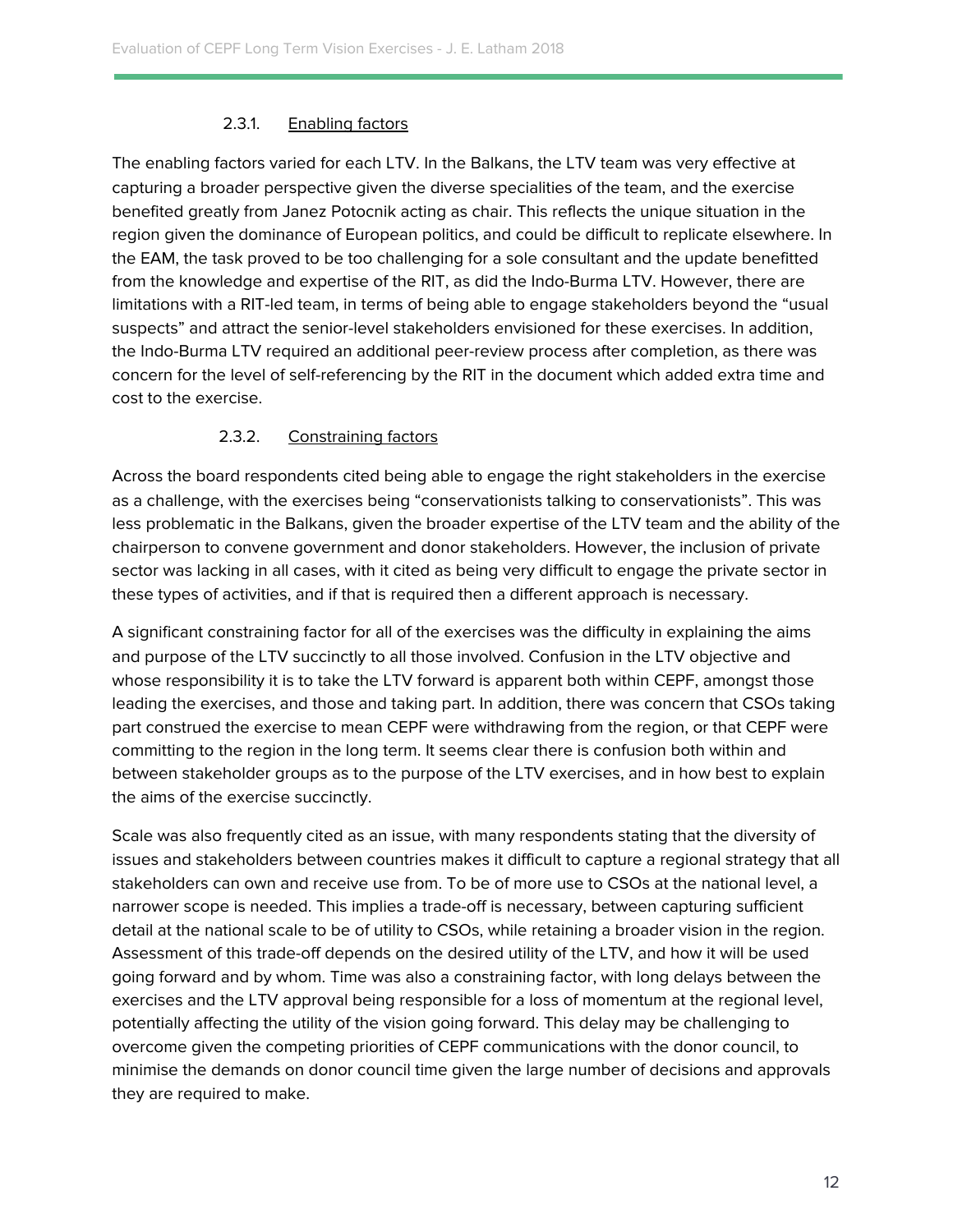#### 2.3.1. Enabling factors

The enabling factors varied for each LTV. In the Balkans, the LTV team was very effective at capturing a broader perspective given the diverse specialities of the team, and the exercise benefited greatly from Janez Potocnik acting as chair. This reflects the unique situation in the region given the dominance of European politics, and could be difficult to replicate elsewhere. In the EAM, the task proved to be too challenging for a sole consultant and the update benefitted from the knowledge and expertise of the RIT, as did the Indo-Burma LTV. However, there are limitations with a RIT-led team, in terms of being able to engage stakeholders beyond the "usual suspects" and attract the senior-level stakeholders envisioned for these exercises. In addition, the Indo-Burma LTV required an additional peer-review process after completion, as there was concern for the level of self-referencing by the RIT in the document which added extra time and cost to the exercise.

#### 2.3.2. Constraining factors

Across the board respondents cited being able to engage the right stakeholders in the exercise as a challenge, with the exercises being "conservationists talking to conservationists". This was less problematic in the Balkans, given the broader expertise of the LTV team and the ability of the chairperson to convene government and donor stakeholders. However, the inclusion of private sector was lacking in all cases, with it cited as being very difficult to engage the private sector in these types of activities, and if that is required then a different approach is necessary.

A significant constraining factor for all of the exercises was the difficulty in explaining the aims and purpose of the LTV succinctly to all those involved. Confusion in the LTV objective and whose responsibility it is to take the LTV forward is apparent both within CEPF, amongst those leading the exercises, and those and taking part. In addition, there was concern that CSOs taking part construed the exercise to mean CEPF were withdrawing from the region, or that CEPF were committing to the region in the long term. It seems clear there is confusion both within and between stakeholder groups as to the purpose of the LTV exercises, and in how best to explain the aims of the exercise succinctly.

Scale was also frequently cited as an issue, with many respondents stating that the diversity of issues and stakeholders between countries makes it difficult to capture a regional strategy that all stakeholders can own and receive use from. To be of more use to CSOs at the national level, a narrower scope is needed. This implies a trade-off is necessary, between capturing sufficient detail at the national scale to be of utility to CSOs, while retaining a broader vision in the region. Assessment of this trade-off depends on the desired utility of the LTV, and how it will be used going forward and by whom. Time was also a constraining factor, with long delays between the exercises and the LTV approval being responsible for a loss of momentum at the regional level, potentially affecting the utility of the vision going forward. This delay may be challenging to overcome given the competing priorities of CEPF communications with the donor council, to minimise the demands on donor council time given the large number of decisions and approvals they are required to make.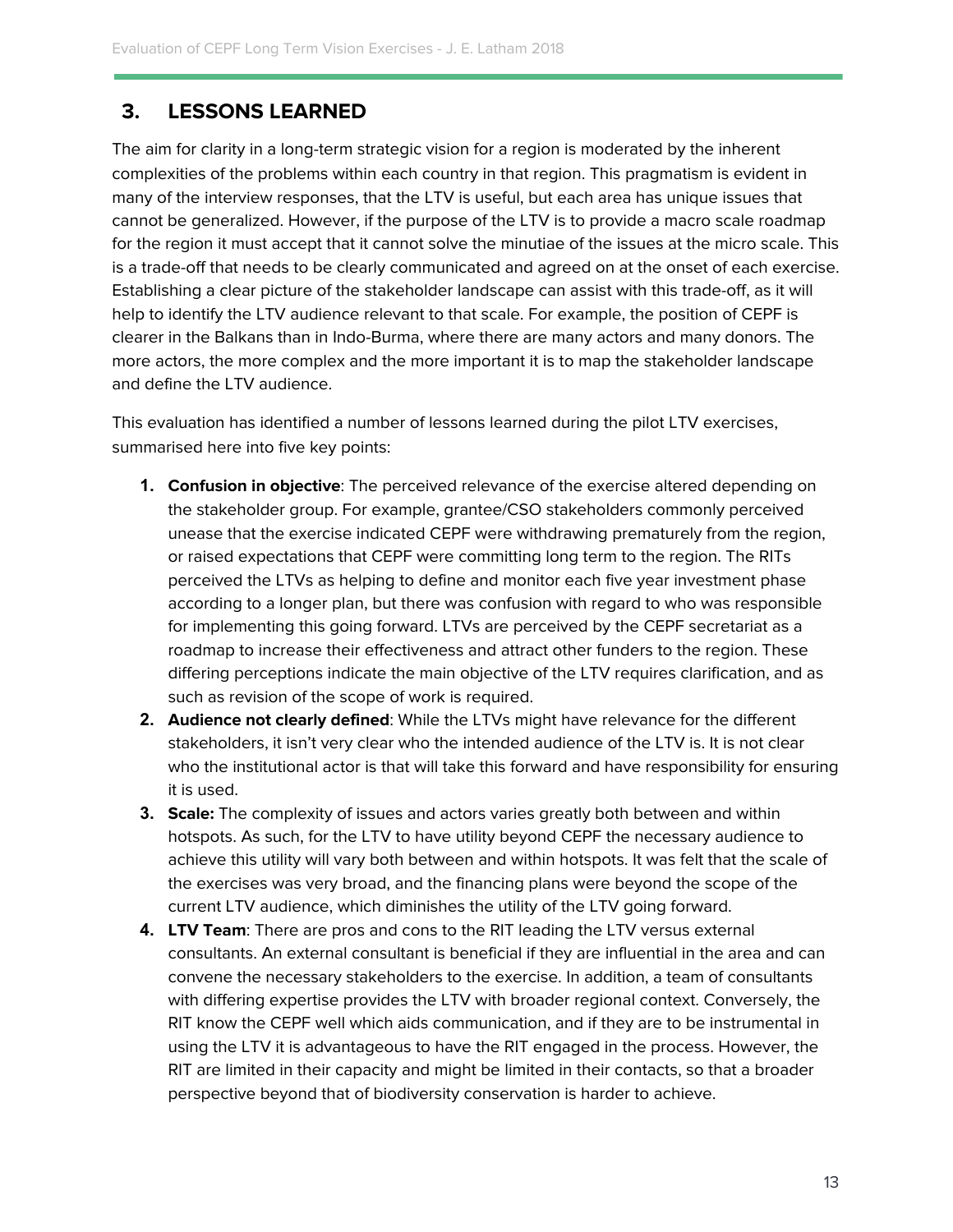## 3. LESSONS LEARNED

The aim for clarity in a long-term strategic vision for a region is moderated by the inherent complexities of the problems within each country in that region. This pragmatism is evident in many of the interview responses, that the LTV is useful, but each area has unique issues that cannot be generalized. However, if the purpose of the LTV is to provide a macro scale roadmap for the region it must accept that it cannot solve the minutiae of the issues at the micro scale. This is a trade-off that needs to be clearly communicated and agreed on at the onset of each exercise. Establishing a clear picture of the stakeholder landscape can assist with this trade-off, as it will help to identify the LTV audience relevant to that scale. For example, the position of CEPF is clearer in the Balkans than in Indo-Burma, where there are many actors and many donors. The more actors, the more complex and the more important it is to map the stakeholder landscape and define the LTV audience.

This evaluation has identified a number of lessons learned during the pilot LTV exercises, summarised here into five key points:

1. **Confusion in objective**: The perceived relevance of the exercise altered depending on the stakeholder group. For example, grantee/CSO stakeholders commonly perceived unease that the exercise indicated CEPF were withdrawing prematurely from the region, or raised expectations that CEPF were committing long term to the region. The RITs perceived the LTVs as helping to define and monitor each five year investment phase according to a longer plan, but there was confusion with regard to who was responsible for implementing this going forward. LTVs are perceived by the CEPF secretariat as a roadmap to increase their effectiveness and attract other funders to the region. These differing perceptions indicate the main objective of the LTV requires clarification, and as such as revision of the scope of work is required.
2. **Audience not clearly defined**: While the LTVs might have relevance for the different stakeholders, it isn't very clear who the intended audience of the LTV is. It is not clear who the institutional actor is that will take this forward and have responsibility for ensuring it is used.
3. **Scale:** The complexity of issues and actors varies greatly both between and within hotspots. As such, for the LTV to have utility beyond CEPF the necessary audience to achieve this utility will vary both between and within hotspots. It was felt that the scale of the exercises was very broad, and the financing plans were beyond the scope of the current LTV audience, which diminishes the utility of the LTV going forward.
4. **LTV Team**: There are pros and cons to the RIT leading the LTV versus external consultants. An external consultant is beneficial if they are influential in the area and can convene the necessary stakeholders to the exercise. In addition, a team of consultants with differing expertise provides the LTV with broader regional context. Conversely, the RIT know the CEPF well which aids communication, and if they are to be instrumental in using the LTV it is advantageous to have the RIT engaged in the process. However, the RIT are limited in their capacity and might be limited in their contacts, so that a broader perspective beyond that of biodiversity conservation is harder to achieve.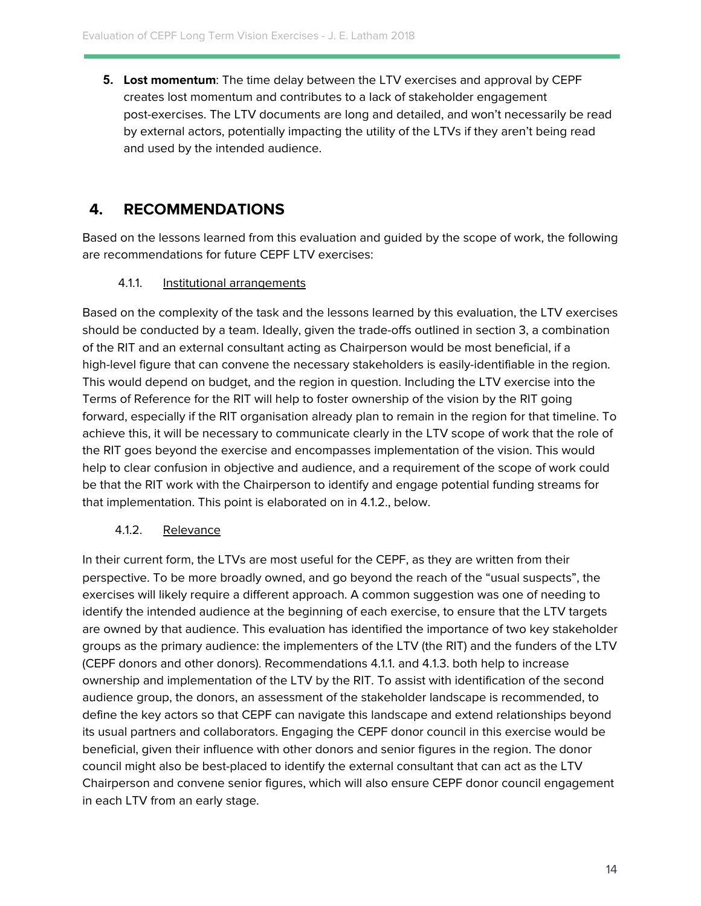5. **Lost momentum**: The time delay between the LTV exercises and approval by CEPF creates lost momentum and contributes to a lack of stakeholder engagement post-exercises. The LTV documents are long and detailed, and won't necessarily be read by external actors, potentially impacting the utility of the LTVs if they aren't being read and used by the intended audience.

# 4. RECOMMENDATIONS

Based on the lessons learned from this evaluation and guided by the scope of work, the following are recommendations for future CEPF LTV exercises:

### 4.1.1. Institutional arrangements

Based on the complexity of the task and the lessons learned by this evaluation, the LTV exercises should be conducted by a team. Ideally, given the trade-offs outlined in section 3, a combination of the RIT and an external consultant acting as Chairperson would be most beneficial, if a high-level figure that can convene the necessary stakeholders is easily-identifiable in the region. This would depend on budget, and the region in question. Including the LTV exercise into the Terms of Reference for the RIT will help to foster ownership of the vision by the RIT going forward, especially if the RIT organisation already plan to remain in the region for that timeline. To achieve this, it will be necessary to communicate clearly in the LTV scope of work that the role of the RIT goes beyond the exercise and encompasses implementation of the vision. This would help to clear confusion in objective and audience, and a requirement of the scope of work could be that the RIT work with the Chairperson to identify and engage potential funding streams for that implementation. This point is elaborated on in 4.1.2., below.

### 4.1.2. Relevance

In their current form, the LTVs are most useful for the CEPF, as they are written from their perspective. To be more broadly owned, and go beyond the reach of the "usual suspects", the exercises will likely require a different approach. A common suggestion was one of needing to identify the intended audience at the beginning of each exercise, to ensure that the LTV targets are owned by that audience. This evaluation has identified the importance of two key stakeholder groups as the primary audience: the implementers of the LTV (the RIT) and the funders of the LTV (CEPF donors and other donors). Recommendations 4.1.1. and 4.1.3. both help to increase ownership and implementation of the LTV by the RIT. To assist with identification of the second audience group, the donors, an assessment of the stakeholder landscape is recommended, to define the key actors so that CEPF can navigate this landscape and extend relationships beyond its usual partners and collaborators. Engaging the CEPF donor council in this exercise would be beneficial, given their influence with other donors and senior figures in the region. The donor council might also be best-placed to identify the external consultant that can act as the LTV Chairperson and convene senior figures, which will also ensure CEPF donor council engagement in each LTV from an early stage.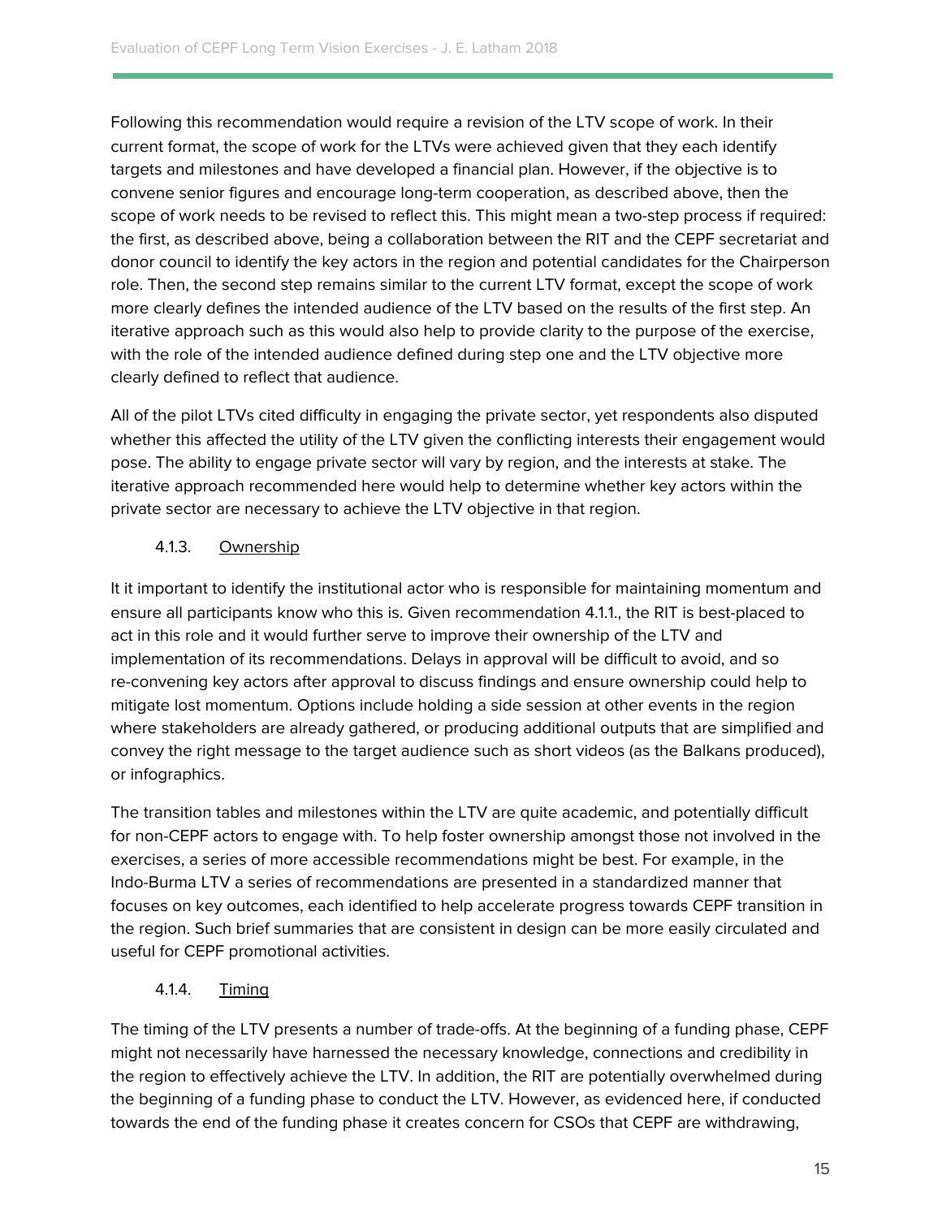Following this recommendation would require a revision of the LTV scope of work. In their current format, the scope of work for the LTVs were achieved given that they each identify targets and milestones and have developed a financial plan. However, if the objective is to convene senior figures and encourage long-term cooperation, as described above, then the scope of work needs to be revised to reflect this. This might mean a two-step process if required: the first, as described above, being a collaboration between the RIT and the CEPF secretariat and donor council to identify the key actors in the region and potential candidates for the Chairperson role. Then, the second step remains similar to the current LTV format, except the scope of work more clearly defines the intended audience of the LTV based on the results of the first step. An iterative approach such as this would also help to provide clarity to the purpose of the exercise, with the role of the intended audience defined during step one and the LTV objective more clearly defined to reflect that audience.

All of the pilot LTVs cited difficulty in engaging the private sector, yet respondents also disputed whether this affected the utility of the LTV given the conflicting interests their engagement would pose. The ability to engage private sector will vary by region, and the interests at stake. The iterative approach recommended here would help to determine whether key actors within the private sector are necessary to achieve the LTV objective in that region.

#### 4.1.3. Ownership

It it important to identify the institutional actor who is responsible for maintaining momentum and ensure all participants know who this is. Given recommendation 4.1.1., the RIT is best-placed to act in this role and it would further serve to improve their ownership of the LTV and implementation of its recommendations. Delays in approval will be difficult to avoid, and so re-convening key actors after approval to discuss findings and ensure ownership could help to mitigate lost momentum. Options include holding a side session at other events in the region where stakeholders are already gathered, or producing additional outputs that are simplified and convey the right message to the target audience such as short videos (as the Balkans produced), or infographics.

The transition tables and milestones within the LTV are quite academic, and potentially difficult for non-CEPF actors to engage with. To help foster ownership amongst those not involved in the exercises, a series of more accessible recommendations might be best. For example, in the Indo-Burma LTV a series of recommendations are presented in a standardized manner that focuses on key outcomes, each identified to help accelerate progress towards CEPF transition in the region. Such brief summaries that are consistent in design can be more easily circulated and useful for CEPF promotional activities.

#### 4.1.4. Timing

The timing of the LTV presents a number of trade-offs. At the beginning of a funding phase, CEPF might not necessarily have harnessed the necessary knowledge, connections and credibility in the region to effectively achieve the LTV. In addition, the RIT are potentially overwhelmed during the beginning of a funding phase to conduct the LTV. However, as evidenced here, if conducted towards the end of the funding phase it creates concern for CSOs that CEPF are withdrawing,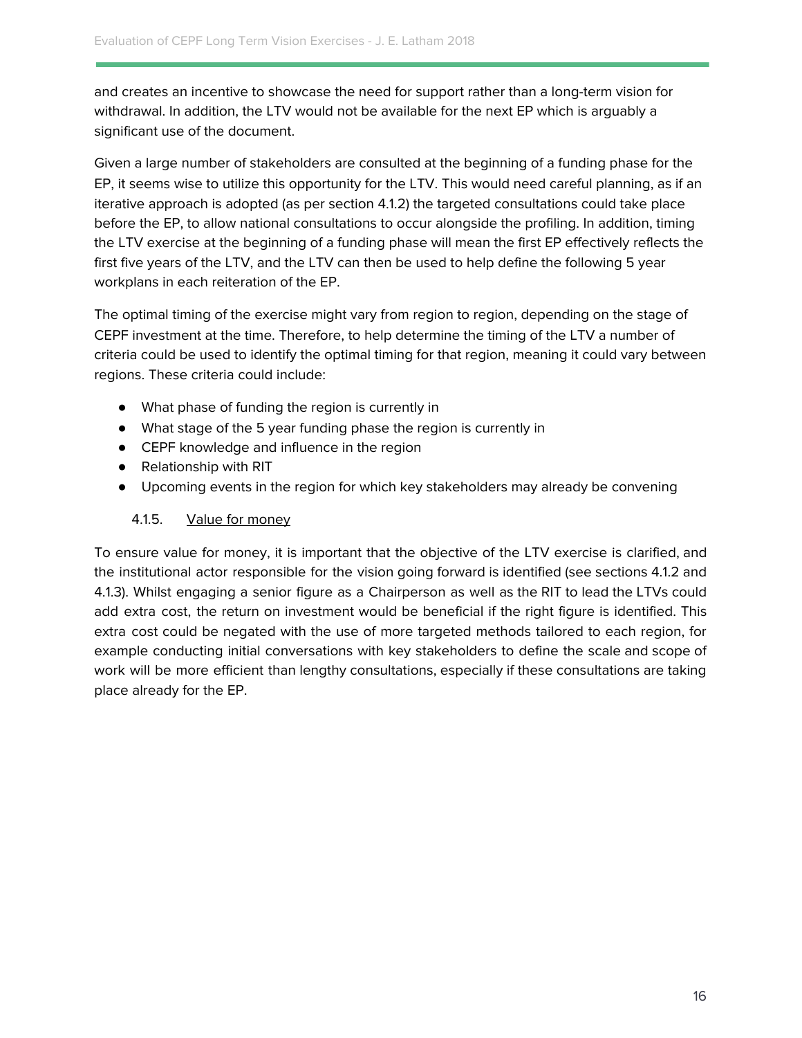and creates an incentive to showcase the need for support rather than a long-term vision for withdrawal. In addition, the LTV would not be available for the next EP which is arguably a significant use of the document.

Given a large number of stakeholders are consulted at the beginning of a funding phase for the EP, it seems wise to utilize this opportunity for the LTV. This would need careful planning, as if an iterative approach is adopted (as per section 4.1.2) the targeted consultations could take place before the EP, to allow national consultations to occur alongside the profiling. In addition, timing the LTV exercise at the beginning of a funding phase will mean the first EP effectively reflects the first five years of the LTV, and the LTV can then be used to help define the following 5 year workplans in each reiteration of the EP.

The optimal timing of the exercise might vary from region to region, depending on the stage of CEPF investment at the time. Therefore, to help determine the timing of the LTV a number of criteria could be used to identify the optimal timing for that region, meaning it could vary between regions. These criteria could include:

- What phase of funding the region is currently in
- What stage of the 5 year funding phase the region is currently in
- CEPF knowledge and influence in the region
- Relationship with RIT
- Upcoming events in the region for which key stakeholders may already be convening

#### 4.1.5. Value for money

To ensure value for money, it is important that the objective of the LTV exercise is clarified, and the institutional actor responsible for the vision going forward is identified (see sections 4.1.2 and 4.1.3). Whilst engaging a senior figure as a Chairperson as well as the RIT to lead the LTVs could add extra cost, the return on investment would be beneficial if the right figure is identified. This extra cost could be negated with the use of more targeted methods tailored to each region, for example conducting initial conversations with key stakeholders to define the scale and scope of work will be more efficient than lengthy consultations, especially if these consultations are taking place already for the EP.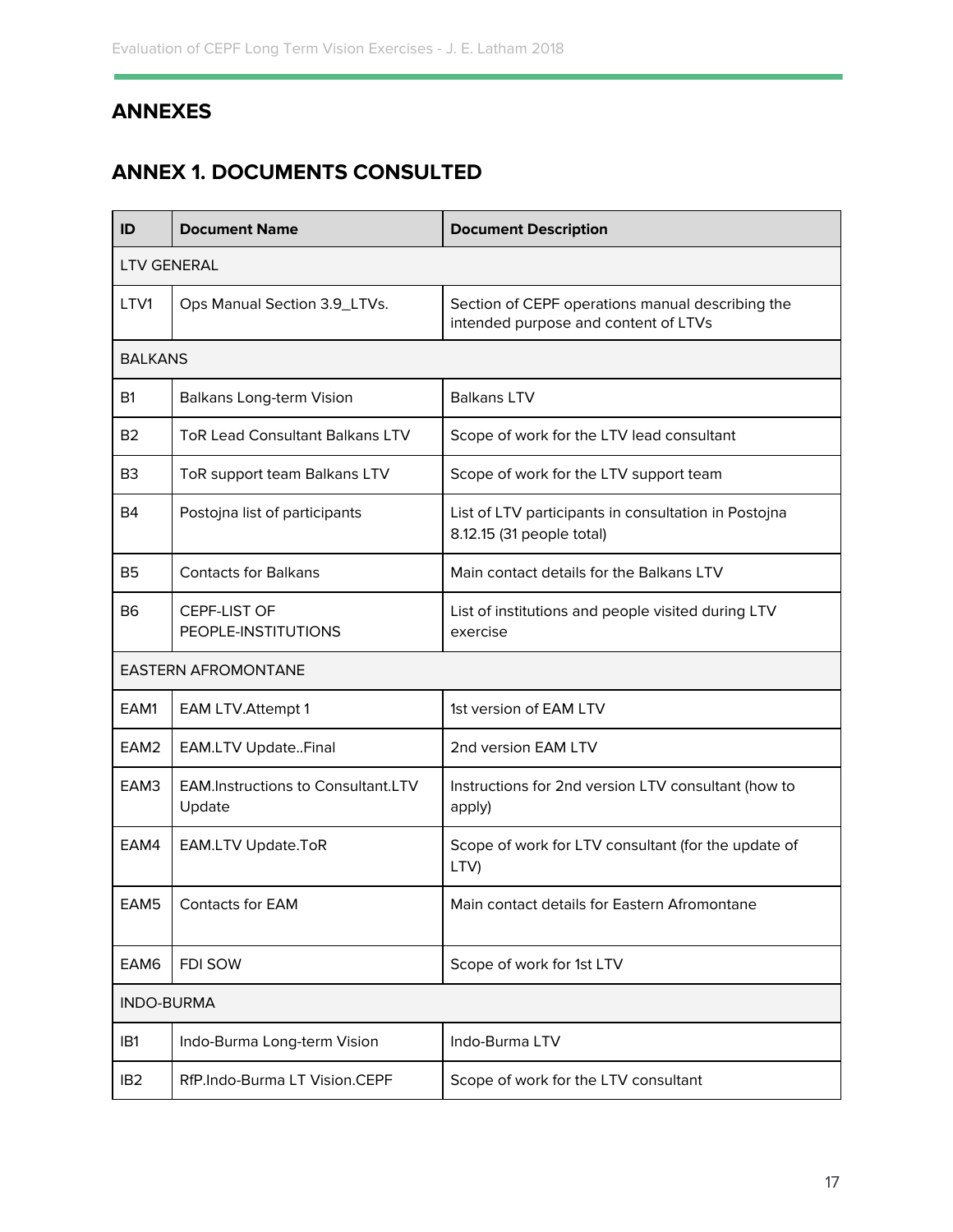# ANNEXES

## ANNEX 1. DOCUMENTS CONSULTED

| ID | Document Name | Document Description |
|---|---|---|
| LTV GENERAL | | |
| LTV1 | Ops Manual Section 3.9_LTVs. | Section of CEPF operations manual describing the intended purpose and content of LTVs |
| BALKANS | | |
| B1 | Balkans Long-term Vision | Balkans LTV |
| B2 | ToR Lead Consultant Balkans LTV | Scope of work for the LTV lead consultant |
| B3 | ToR support team Balkans LTV | Scope of work for the LTV support team |
| B4 | Postojna list of participants | List of LTV participants in consultation in Postojna 8.12.15 (31 people total) |
| B5 | Contacts for Balkans | Main contact details for the Balkans LTV |
| B6 | CEPF-LIST OF PEOPLE-INSTITUTIONS | List of institutions and people visited during LTV exercise |
| EASTERN AFROMONTANE | | |
| EAM1 | EAM LTV.Attempt 1 | 1st version of EAM LTV |
| EAM2 | EAM.LTV Update..Final | 2nd version EAM LTV |
| EAM3 | EAM.Instructions to Consultant.LTV Update | Instructions for 2nd version LTV consultant (how to apply) |
| EAM4 | EAM.LTV Update.ToR | Scope of work for LTV consultant (for the update of LTV) |
| EAM5 | Contacts for EAM | Main contact details for Eastern Afromontane |
| EAM6 | FDI SOW | Scope of work for 1st LTV |
| INDO-BURMA | | |
| IB1 | Indo-Burma Long-term Vision | Indo-Burma LTV |
| IB2 | RfP.Indo-Burma LT Vision.CEPF | Scope of work for the LTV consultant |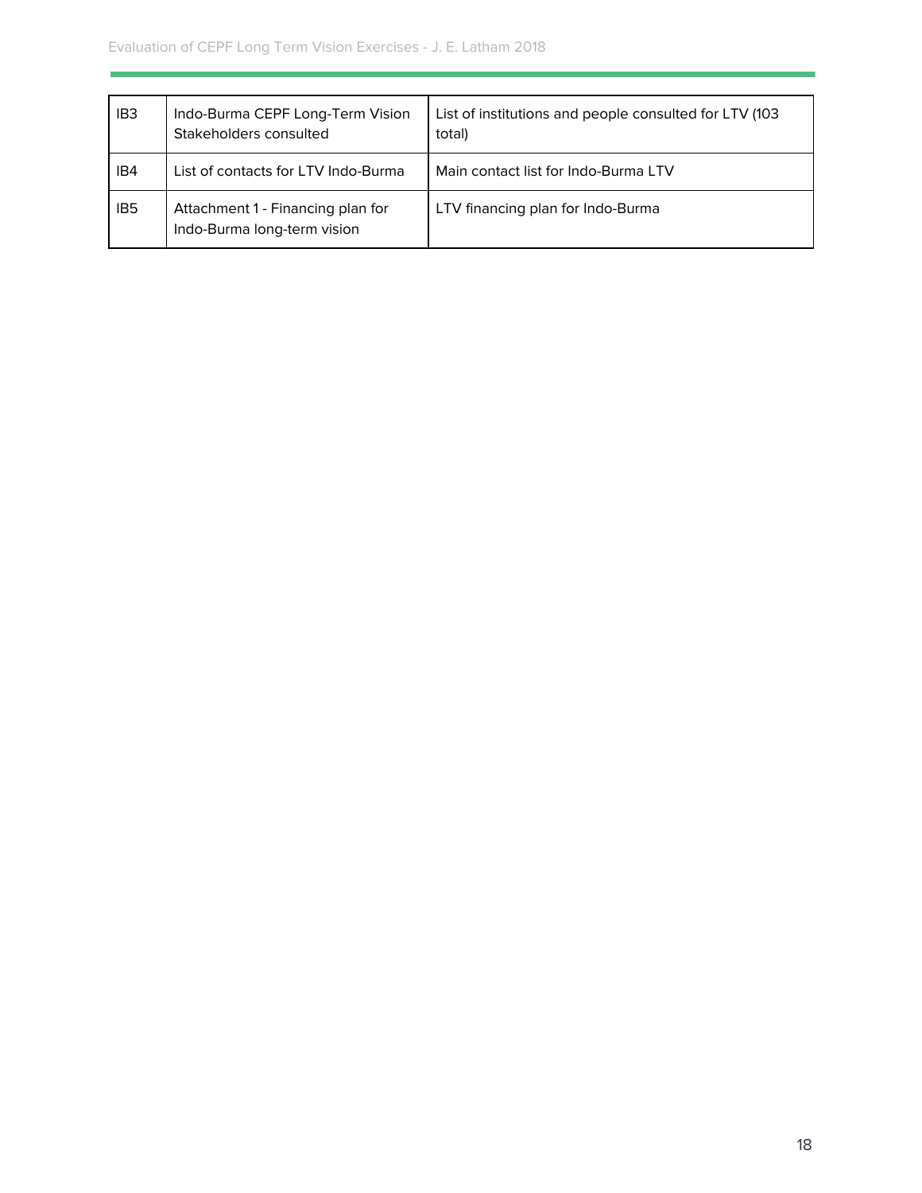| IB3 | Indo-Burma CEPF Long-Term Vision Stakeholders consulted | List of institutions and people consulted for LTV (103 total) |
|---|---|---|
| IB4 | List of contacts for LTV Indo-Burma | Main contact list for Indo-Burma LTV |
| IB5 | Attachment 1 - Financing plan for Indo-Burma long-term vision | LTV financing plan for Indo-Burma |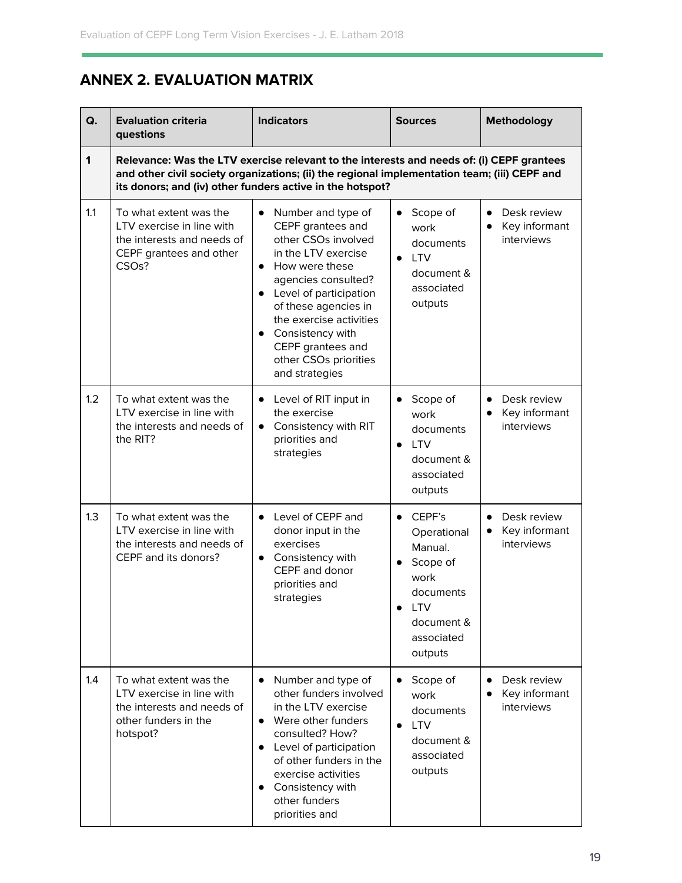## ANNEX 2. EVALUATION MATRIX

| Q. | Evaluation criteria questions | Indicators | Sources | Methodology |
|---|---|---|---|---|
| **1** | **Relevance: Was the LTV exercise relevant to the interests and needs of: (i) CEPF grantees and other civil society organizations; (ii) the regional implementation team; (iii) CEPF and its donors; and (iv) other funders active in the hotspot?** | | | |
| 1.1 | To what extent was the LTV exercise in line with the interests and needs of CEPF grantees and other CSOs? | • Number and type of CEPF grantees and other CSOs involved in the LTV exercise<br>• How were these agencies consulted?<br>• Level of participation of these agencies in the exercise activities<br>• Consistency with CEPF grantees and other CSOs priorities and strategies | • Scope of work documents<br>• LTV document & associated outputs | • Desk review<br>• Key informant interviews |
| 1.2 | To what extent was the LTV exercise in line with the interests and needs of the RIT? | • Level of RIT input in the exercise<br>• Consistency with RIT priorities and strategies | • Scope of work documents<br>• LTV document & associated outputs | • Desk review<br>• Key informant interviews |
| 1.3 | To what extent was the LTV exercise in line with the interests and needs of CEPF and its donors? | • Level of CEPF and donor input in the exercises<br>• Consistency with CEPF and donor priorities and strategies | • CEPF's Operational Manual.<br>• Scope of work documents<br>• LTV document & associated outputs | • Desk review<br>• Key informant interviews |
| 1.4 | To what extent was the LTV exercise in line with the interests and needs of other funders in the hotspot? | • Number and type of other funders involved in the LTV exercise<br>• Were other funders consulted? How?<br>• Level of participation of other funders in the exercise activities<br>• Consistency with other funders priorities and | • Scope of work documents<br>• LTV document & associated outputs | • Desk review<br>• Key informant interviews |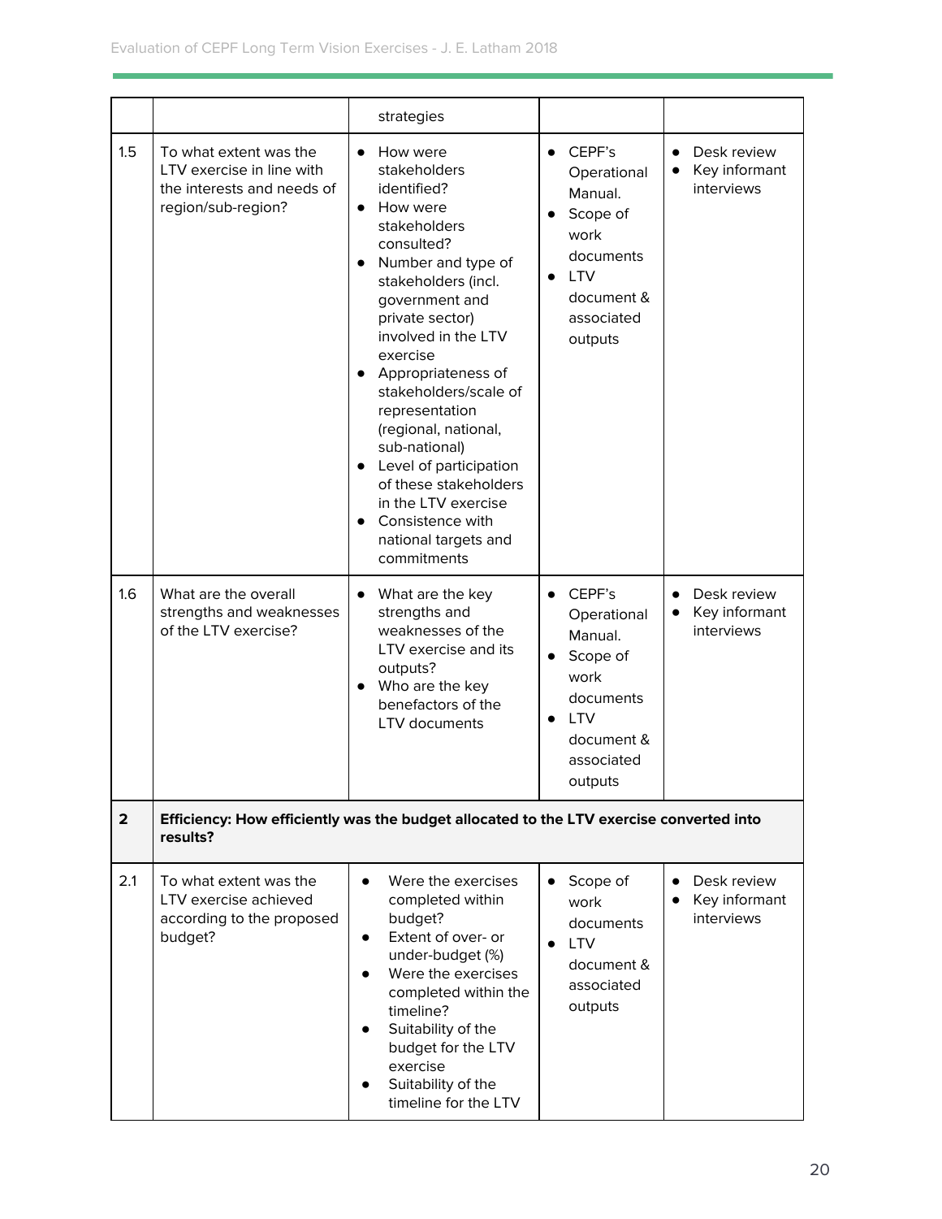| | | | | |
|---|---|---|---|---|
| | | strategies | | |
| 1.5 | To what extent was the LTV exercise in line with the interests and needs of region/sub-region? | • How were stakeholders identified?<br>• How were stakeholders consulted?<br>• Number and type of stakeholders (incl. government and private sector) involved in the LTV exercise<br>• Appropriateness of stakeholders/scale of representation (regional, national, sub-national)<br>• Level of participation of these stakeholders in the LTV exercise<br>• Consistence with national targets and commitments | • CEPF's Operational Manual.<br>• Scope of work documents<br>• LTV document & associated outputs | • Desk review<br>• Key informant interviews |
| 1.6 | What are the overall strengths and weaknesses of the LTV exercise? | • What are the key strengths and weaknesses of the LTV exercise and its outputs?<br>• Who are the key benefactors of the LTV documents | • CEPF's Operational Manual.<br>• Scope of work documents<br>• LTV document & associated outputs | • Desk review<br>• Key informant interviews |
| **2** | **Efficiency: How efficiently was the budget allocated to the LTV exercise converted into results?** | | | |
| 2.1 | To what extent was the LTV exercise achieved according to the proposed budget? | • Were the exercises completed within budget?<br>• Extent of over- or under-budget (%)<br>• Were the exercises completed within the timeline?<br>• Suitability of the budget for the LTV exercise<br>• Suitability of the timeline for the LTV | • Scope of work documents<br>• LTV document & associated outputs | • Desk review<br>• Key informant interviews |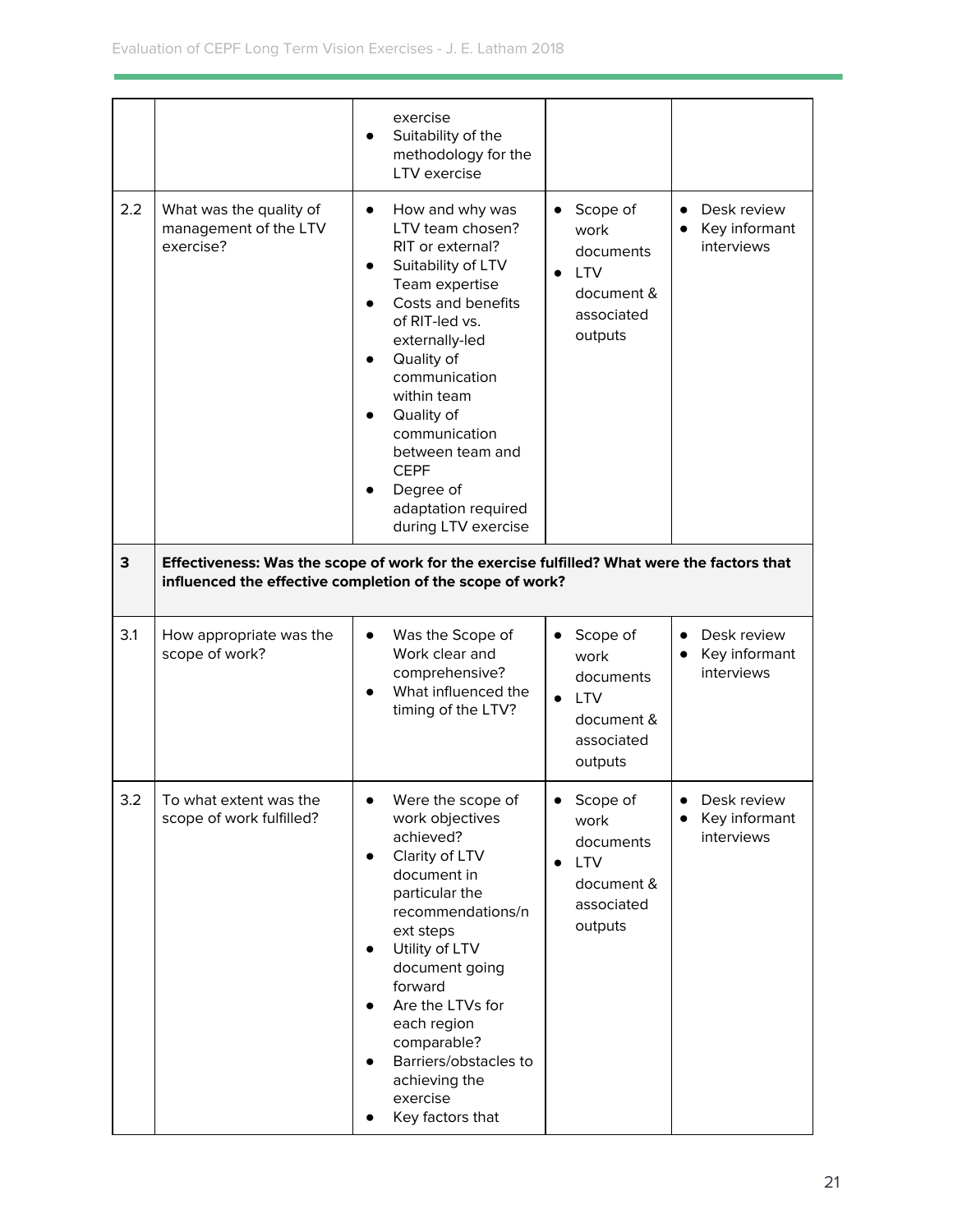| | | | | |
|---|---|---|---|---|
| | | exercise<br>● Suitability of the methodology for the LTV exercise | | |
| 2.2 | What was the quality of management of the LTV exercise? | ● How and why was LTV team chosen? RIT or external?<br>● Suitability of LTV Team expertise<br>● Costs and benefits of RIT-led vs. externally-led<br>● Quality of communication within team<br>● Quality of communication between team and CEPF<br>● Degree of adaptation required during LTV exercise | ● Scope of work documents<br>● LTV document & associated outputs | ● Desk review<br>● Key informant interviews |
| **3** | **Effectiveness: Was the scope of work for the exercise fulfilled? What were the factors that influenced the effective completion of the scope of work?** | | | |
| 3.1 | How appropriate was the scope of work? | ● Was the Scope of Work clear and comprehensive?<br>● What influenced the timing of the LTV? | ● Scope of work documents<br>● LTV document & associated outputs | ● Desk review<br>● Key informant interviews |
| 3.2 | To what extent was the scope of work fulfilled? | ● Were the scope of work objectives achieved?<br>● Clarity of LTV document in particular the recommendations/next steps<br>● Utility of LTV document going forward<br>● Are the LTVs for each region comparable?<br>● Barriers/obstacles to achieving the exercise<br>● Key factors that | ● Scope of work documents<br>● LTV document & associated outputs | ● Desk review<br>● Key informant interviews |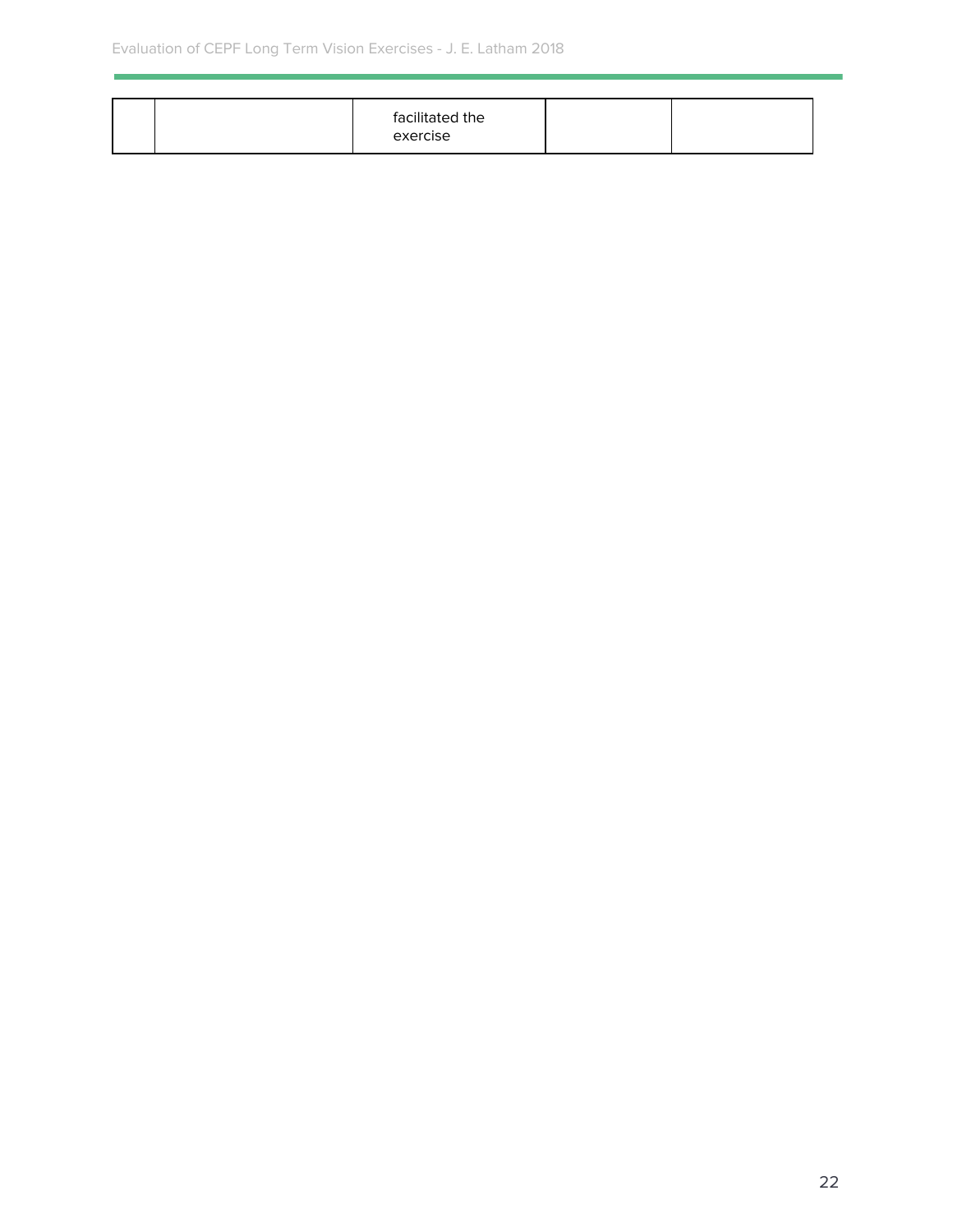| | | | | |
|---|---|---|---|---|
| | | facilitated the exercise | | |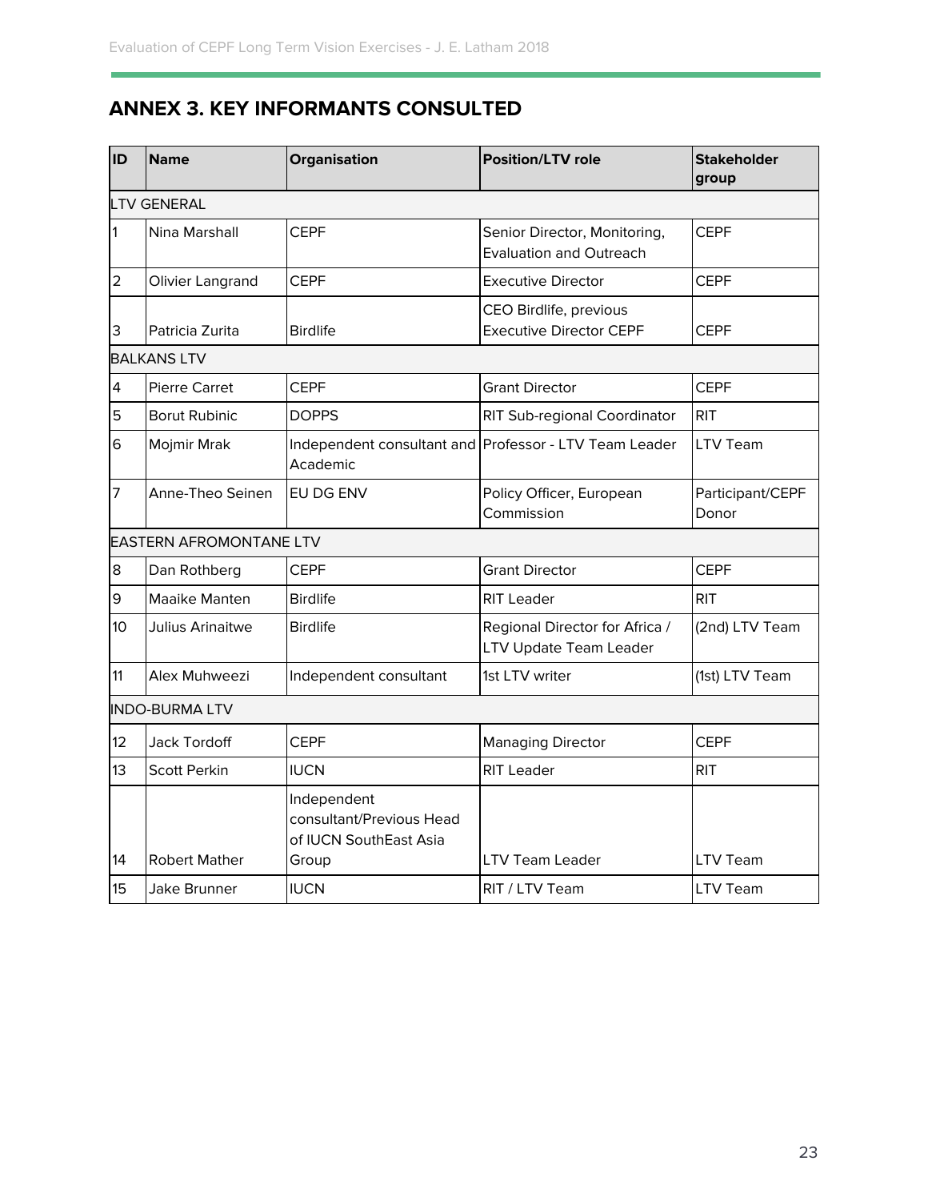## ANNEX 3. KEY INFORMANTS CONSULTED

| ID | Name | Organisation | Position/LTV role | Stakeholder group |
|---|---|---|---|---|
| LTV GENERAL | | | | |
| 1 | Nina Marshall | CEPF | Senior Director, Monitoring, Evaluation and Outreach | CEPF |
| 2 | Olivier Langrand | CEPF | Executive Director | CEPF |
| 3 | Patricia Zurita | Birdlife | CEO Birdlife, previous Executive Director CEPF | CEPF |
| BALKANS LTV | | | | |
| 4 | Pierre Carret | CEPF | Grant Director | CEPF |
| 5 | Borut Rubinic | DOPPS | RIT Sub-regional Coordinator | RIT |
| 6 | Mojmir Mrak | Independent consultant and Academic | Professor - LTV Team Leader | LTV Team |
| 7 | Anne-Theo Seinen | EU DG ENV | Policy Officer, European Commission | Participant/CEPF Donor |
| EASTERN AFROMONTANE LTV | | | | |
| 8 | Dan Rothberg | CEPF | Grant Director | CEPF |
| 9 | Maaike Manten | Birdlife | RIT Leader | RIT |
| 10 | Julius Arinaitwe | Birdlife | Regional Director for Africa / LTV Update Team Leader | (2nd) LTV Team |
| 11 | Alex Muhweezi | Independent consultant | 1st LTV writer | (1st) LTV Team |
| INDO-BURMA LTV | | | | |
| 12 | Jack Tordoff | CEPF | Managing Director | CEPF |
| 13 | Scott Perkin | IUCN | RIT Leader | RIT |
| 14 | Robert Mather | Independent consultant/Previous Head of IUCN SouthEast Asia Group | LTV Team Leader | LTV Team |
| 15 | Jake Brunner | IUCN | RIT / LTV Team | LTV Team |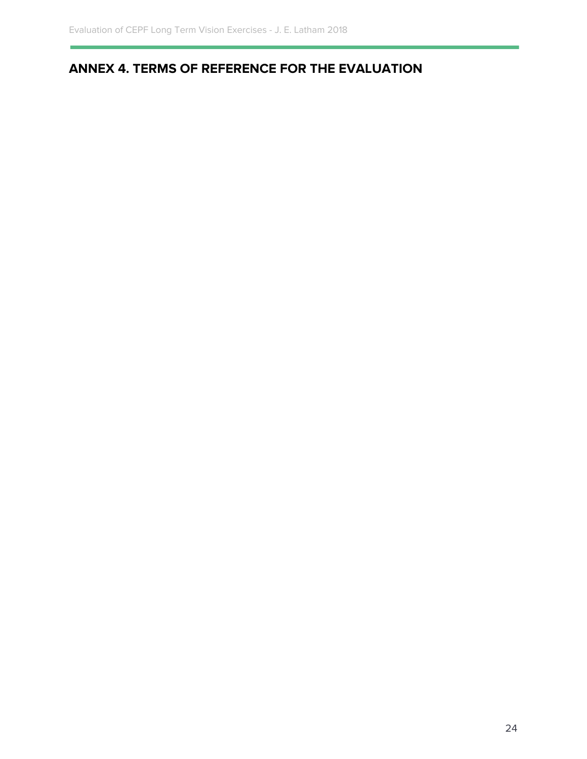## ANNEX 4. TERMS OF REFERENCE FOR THE EVALUATION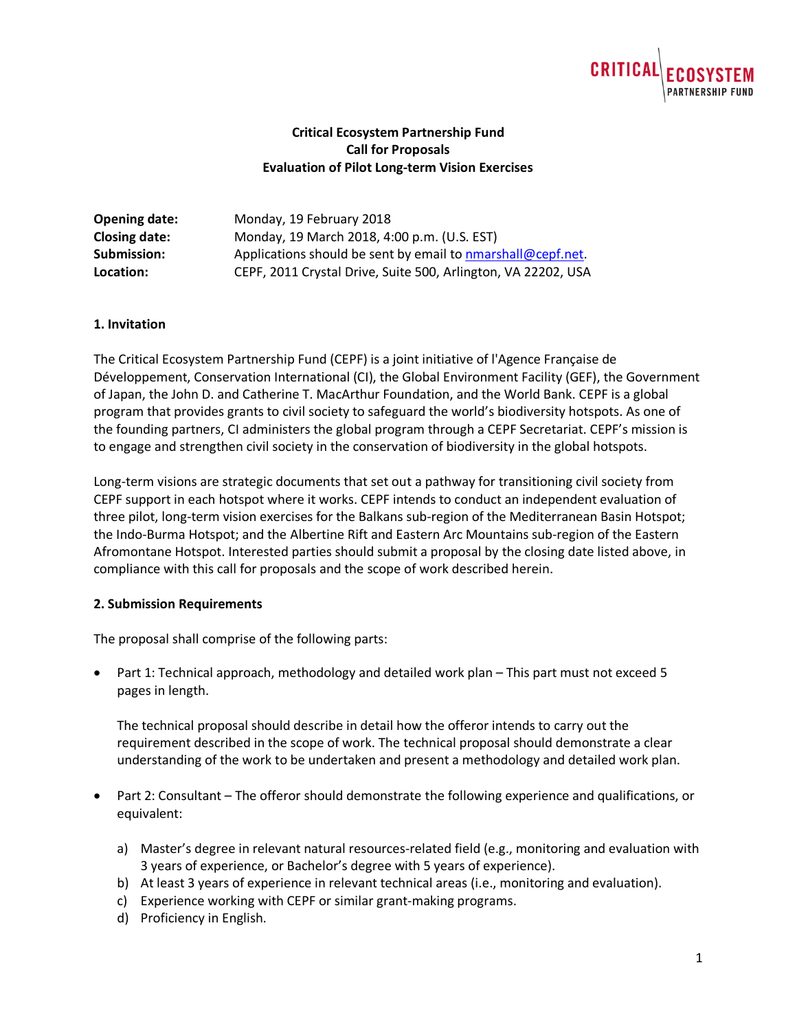**Critical Ecosystem Partnership Fund**
**Call for Proposals**
**Evaluation of Pilot Long-term Vision Exercises**

| | |
|---|---|
| **Opening date:** | Monday, 19 February 2018 |
| **Closing date:** | Monday, 19 March 2018, 4:00 p.m. (U.S. EST) |
| **Submission:** | Applications should be sent by email to nmarshall@cepf.net. |
| **Location:** | CEPF, 2011 Crystal Drive, Suite 500, Arlington, VA 22202, USA |

**1. Invitation**

The Critical Ecosystem Partnership Fund (CEPF) is a joint initiative of l'Agence Française de Développement, Conservation International (CI), the Global Environment Facility (GEF), the Government of Japan, the John D. and Catherine T. MacArthur Foundation, and the World Bank. CEPF is a global program that provides grants to civil society to safeguard the world's biodiversity hotspots. As one of the founding partners, CI administers the global program through a CEPF Secretariat. CEPF's mission is to engage and strengthen civil society in the conservation of biodiversity in the global hotspots.

Long-term visions are strategic documents that set out a pathway for transitioning civil society from CEPF support in each hotspot where it works. CEPF intends to conduct an independent evaluation of three pilot, long-term vision exercises for the Balkans sub-region of the Mediterranean Basin Hotspot; the Indo-Burma Hotspot; and the Albertine Rift and Eastern Arc Mountains sub-region of the Eastern Afromontane Hotspot. Interested parties should submit a proposal by the closing date listed above, in compliance with this call for proposals and the scope of work described herein.

**2. Submission Requirements**

The proposal shall comprise of the following parts:

- Part 1: Technical approach, methodology and detailed work plan – This part must not exceed 5 pages in length.

  The technical proposal should describe in detail how the offeror intends to carry out the requirement described in the scope of work. The technical proposal should demonstrate a clear understanding of the work to be undertaken and present a methodology and detailed work plan.

- Part 2: Consultant – The offeror should demonstrate the following experience and qualifications, or equivalent:

  a) Master's degree in relevant natural resources-related field (e.g., monitoring and evaluation with 3 years of experience, or Bachelor's degree with 5 years of experience).
  b) At least 3 years of experience in relevant technical areas (i.e., monitoring and evaluation).
  c) Experience working with CEPF or similar grant-making programs.
  d) Proficiency in English.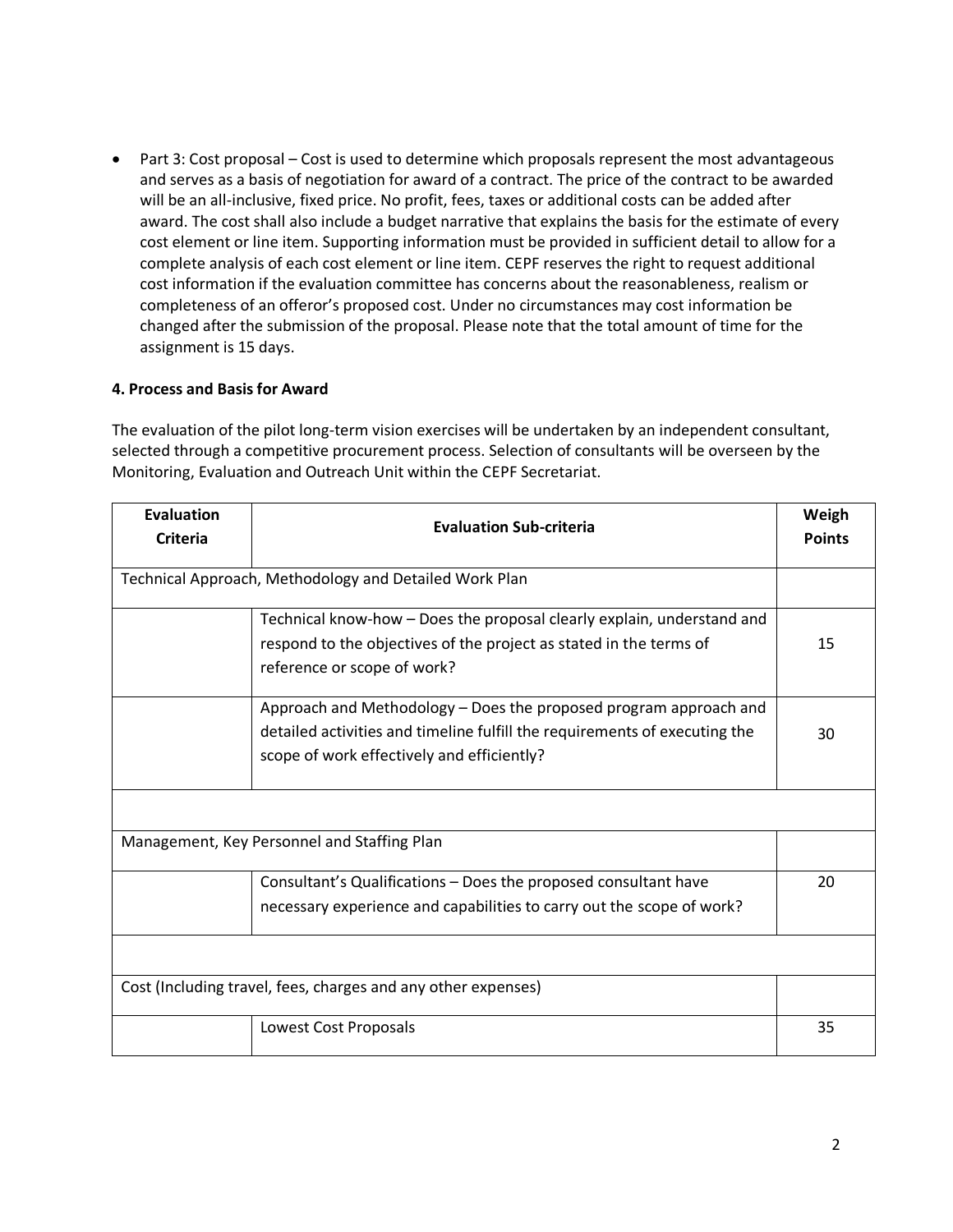- Part 3: Cost proposal – Cost is used to determine which proposals represent the most advantageous and serves as a basis of negotiation for award of a contract. The price of the contract to be awarded will be an all-inclusive, fixed price. No profit, fees, taxes or additional costs can be added after award. The cost shall also include a budget narrative that explains the basis for the estimate of every cost element or line item. Supporting information must be provided in sufficient detail to allow for a complete analysis of each cost element or line item. CEPF reserves the right to request additional cost information if the evaluation committee has concerns about the reasonableness, realism or completeness of an offeror's proposed cost. Under no circumstances may cost information be changed after the submission of the proposal. Please note that the total amount of time for the assignment is 15 days.

**4. Process and Basis for Award**

The evaluation of the pilot long-term vision exercises will be undertaken by an independent consultant, selected through a competitive procurement process. Selection of consultants will be overseen by the Monitoring, Evaluation and Outreach Unit within the CEPF Secretariat.

| Evaluation Criteria | Evaluation Sub-criteria | Weigh Points |
|---|---|---|
| Technical Approach, Methodology and Detailed Work Plan | | |
| | Technical know-how – Does the proposal clearly explain, understand and respond to the objectives of the project as stated in the terms of reference or scope of work? | 15 |
| | Approach and Methodology – Does the proposed program approach and detailed activities and timeline fulfill the requirements of executing the scope of work effectively and efficiently? | 30 |
| | | |
| Management, Key Personnel and Staffing Plan | | |
| | Consultant's Qualifications – Does the proposed consultant have necessary experience and capabilities to carry out the scope of work? | 20 |
| | | |
| Cost (Including travel, fees, charges and any other expenses) | | |
| | Lowest Cost Proposals | 35 |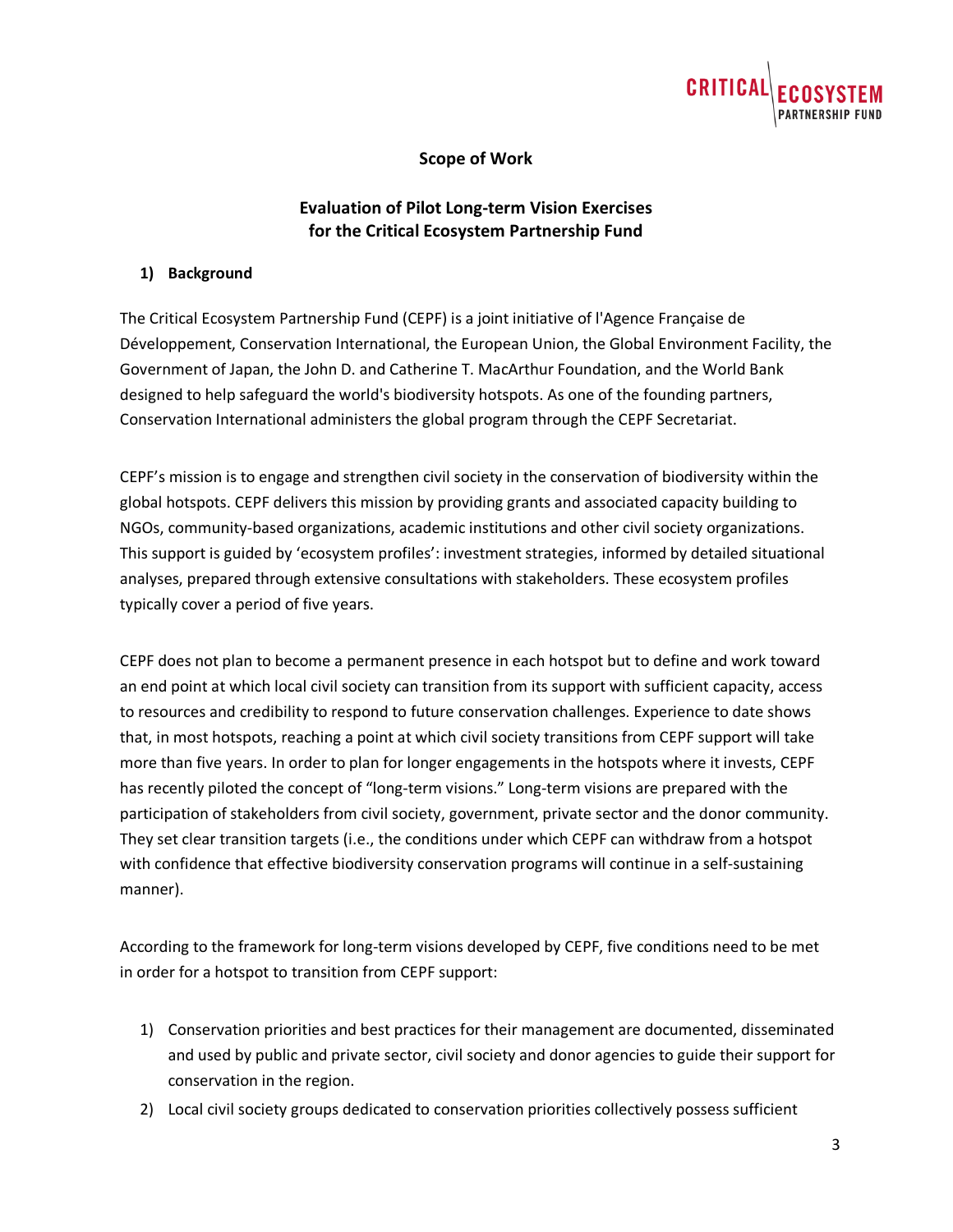## Scope of Work

## Evaluation of Pilot Long-term Vision Exercises for the Critical Ecosystem Partnership Fund

### 1) Background

The Critical Ecosystem Partnership Fund (CEPF) is a joint initiative of l'Agence Française de Développement, Conservation International, the European Union, the Global Environment Facility, the Government of Japan, the John D. and Catherine T. MacArthur Foundation, and the World Bank designed to help safeguard the world's biodiversity hotspots. As one of the founding partners, Conservation International administers the global program through the CEPF Secretariat.

CEPF's mission is to engage and strengthen civil society in the conservation of biodiversity within the global hotspots. CEPF delivers this mission by providing grants and associated capacity building to NGOs, community-based organizations, academic institutions and other civil society organizations. This support is guided by 'ecosystem profiles': investment strategies, informed by detailed situational analyses, prepared through extensive consultations with stakeholders. These ecosystem profiles typically cover a period of five years.

CEPF does not plan to become a permanent presence in each hotspot but to define and work toward an end point at which local civil society can transition from its support with sufficient capacity, access to resources and credibility to respond to future conservation challenges. Experience to date shows that, in most hotspots, reaching a point at which civil society transitions from CEPF support will take more than five years. In order to plan for longer engagements in the hotspots where it invests, CEPF has recently piloted the concept of "long-term visions." Long-term visions are prepared with the participation of stakeholders from civil society, government, private sector and the donor community. They set clear transition targets (i.e., the conditions under which CEPF can withdraw from a hotspot with confidence that effective biodiversity conservation programs will continue in a self-sustaining manner).

According to the framework for long-term visions developed by CEPF, five conditions need to be met in order for a hotspot to transition from CEPF support:

1) Conservation priorities and best practices for their management are documented, disseminated and used by public and private sector, civil society and donor agencies to guide their support for conservation in the region.
2) Local civil society groups dedicated to conservation priorities collectively possess sufficient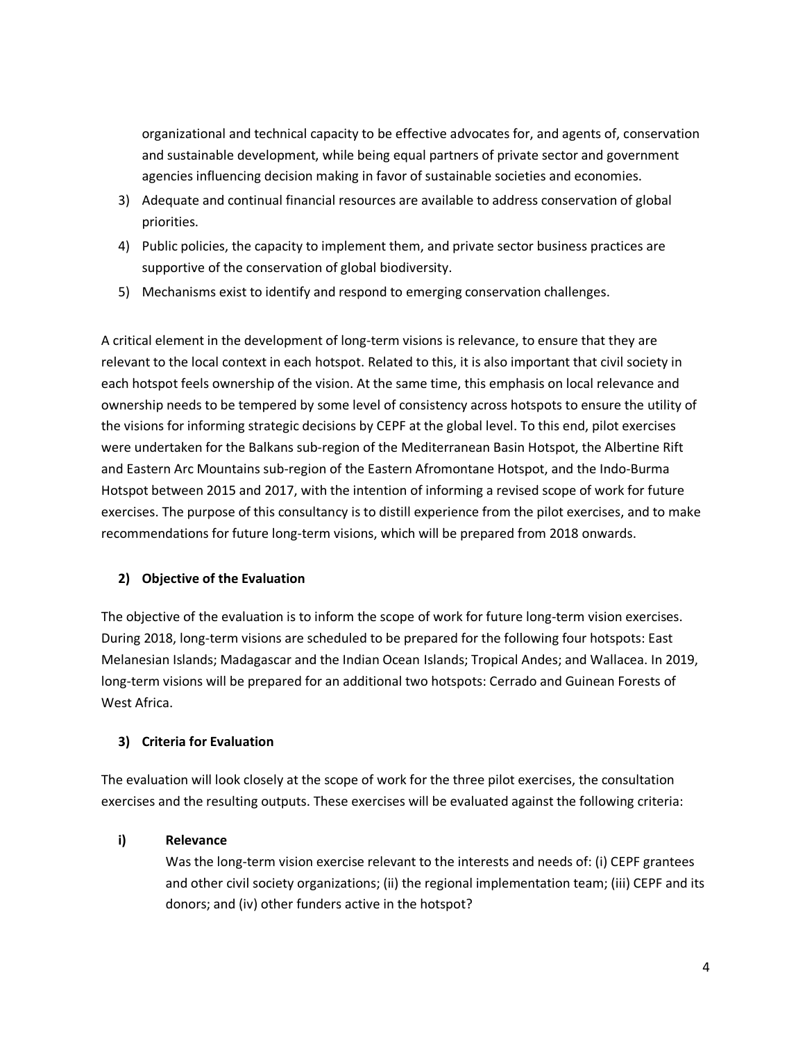organizational and technical capacity to be effective advocates for, and agents of, conservation and sustainable development, while being equal partners of private sector and government agencies influencing decision making in favor of sustainable societies and economies.

3) Adequate and continual financial resources are available to address conservation of global priorities.
4) Public policies, the capacity to implement them, and private sector business practices are supportive of the conservation of global biodiversity.
5) Mechanisms exist to identify and respond to emerging conservation challenges.

A critical element in the development of long-term visions is relevance, to ensure that they are relevant to the local context in each hotspot. Related to this, it is also important that civil society in each hotspot feels ownership of the vision. At the same time, this emphasis on local relevance and ownership needs to be tempered by some level of consistency across hotspots to ensure the utility of the visions for informing strategic decisions by CEPF at the global level. To this end, pilot exercises were undertaken for the Balkans sub-region of the Mediterranean Basin Hotspot, the Albertine Rift and Eastern Arc Mountains sub-region of the Eastern Afromontane Hotspot, and the Indo-Burma Hotspot between 2015 and 2017, with the intention of informing a revised scope of work for future exercises. The purpose of this consultancy is to distill experience from the pilot exercises, and to make recommendations for future long-term visions, which will be prepared from 2018 onwards.

## 2) Objective of the Evaluation

The objective of the evaluation is to inform the scope of work for future long-term vision exercises. During 2018, long-term visions are scheduled to be prepared for the following four hotspots: East Melanesian Islands; Madagascar and the Indian Ocean Islands; Tropical Andes; and Wallacea. In 2019, long-term visions will be prepared for an additional two hotspots: Cerrado and Guinean Forests of West Africa.

## 3) Criteria for Evaluation

The evaluation will look closely at the scope of work for the three pilot exercises, the consultation exercises and the resulting outputs. These exercises will be evaluated against the following criteria:

### i) Relevance

Was the long-term vision exercise relevant to the interests and needs of: (i) CEPF grantees and other civil society organizations; (ii) the regional implementation team; (iii) CEPF and its donors; and (iv) other funders active in the hotspot?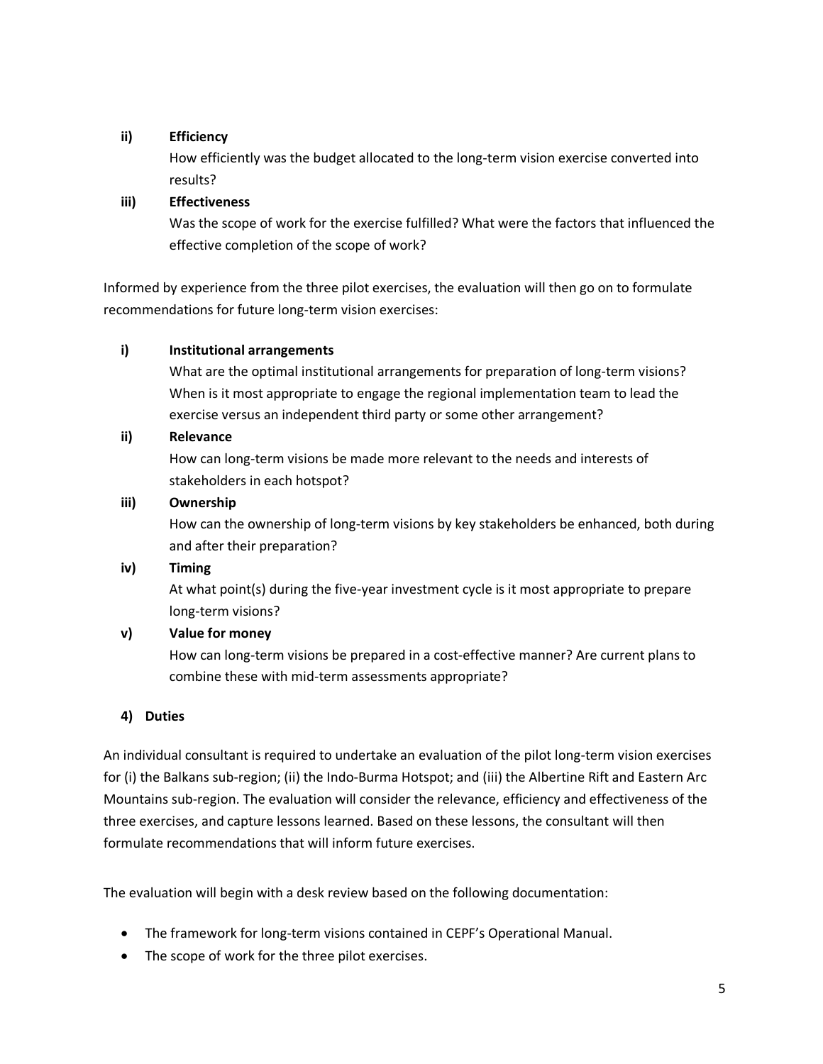**ii) Efficiency**

How efficiently was the budget allocated to the long-term vision exercise converted into results?

**iii) Effectiveness**

Was the scope of work for the exercise fulfilled? What were the factors that influenced the effective completion of the scope of work?

Informed by experience from the three pilot exercises, the evaluation will then go on to formulate recommendations for future long-term vision exercises:

**i) Institutional arrangements**

What are the optimal institutional arrangements for preparation of long-term visions? When is it most appropriate to engage the regional implementation team to lead the exercise versus an independent third party or some other arrangement?

**ii) Relevance**

How can long-term visions be made more relevant to the needs and interests of stakeholders in each hotspot?

**iii) Ownership**

How can the ownership of long-term visions by key stakeholders be enhanced, both during and after their preparation?

**iv) Timing**

At what point(s) during the five-year investment cycle is it most appropriate to prepare long-term visions?

**v) Value for money**

How can long-term visions be prepared in a cost-effective manner? Are current plans to combine these with mid-term assessments appropriate?

### 4) Duties

An individual consultant is required to undertake an evaluation of the pilot long-term vision exercises for (i) the Balkans sub-region; (ii) the Indo-Burma Hotspot; and (iii) the Albertine Rift and Eastern Arc Mountains sub-region. The evaluation will consider the relevance, efficiency and effectiveness of the three exercises, and capture lessons learned. Based on these lessons, the consultant will then formulate recommendations that will inform future exercises.

The evaluation will begin with a desk review based on the following documentation:

- The framework for long-term visions contained in CEPF's Operational Manual.
- The scope of work for the three pilot exercises.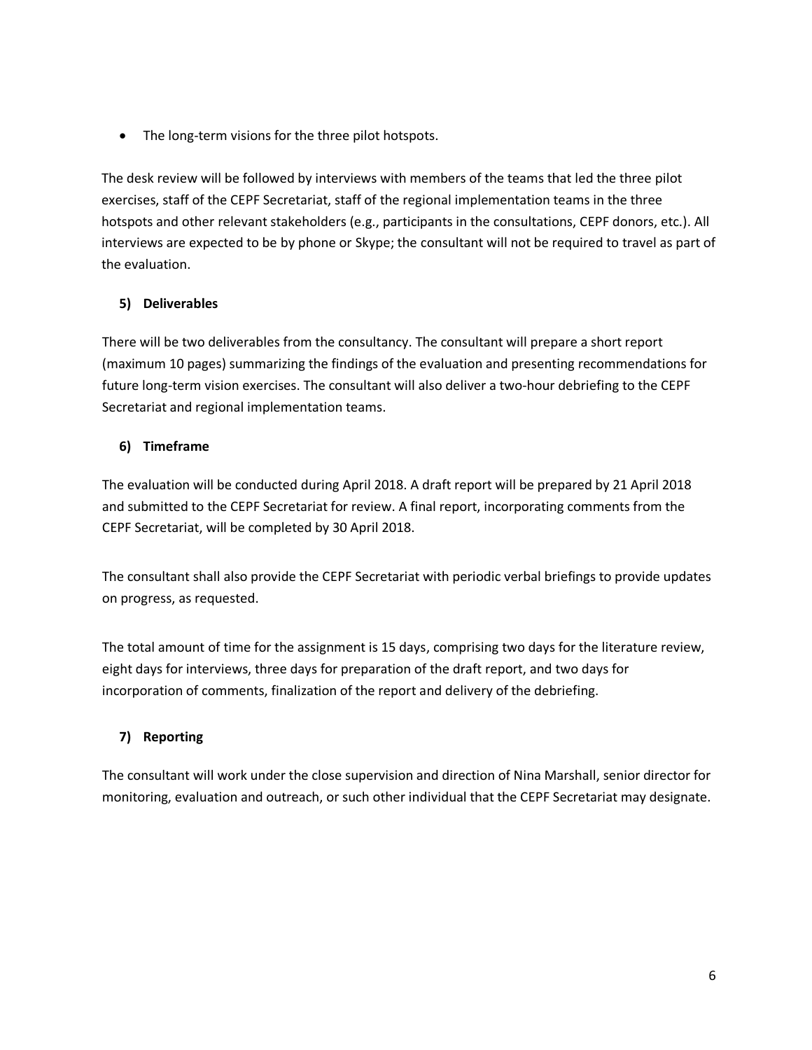- The long-term visions for the three pilot hotspots.

The desk review will be followed by interviews with members of the teams that led the three pilot exercises, staff of the CEPF Secretariat, staff of the regional implementation teams in the three hotspots and other relevant stakeholders (e.g., participants in the consultations, CEPF donors, etc.). All interviews are expected to be by phone or Skype; the consultant will not be required to travel as part of the evaluation.

### 5) Deliverables

There will be two deliverables from the consultancy. The consultant will prepare a short report (maximum 10 pages) summarizing the findings of the evaluation and presenting recommendations for future long-term vision exercises. The consultant will also deliver a two-hour debriefing to the CEPF Secretariat and regional implementation teams.

### 6) Timeframe

The evaluation will be conducted during April 2018. A draft report will be prepared by 21 April 2018 and submitted to the CEPF Secretariat for review. A final report, incorporating comments from the CEPF Secretariat, will be completed by 30 April 2018.

The consultant shall also provide the CEPF Secretariat with periodic verbal briefings to provide updates on progress, as requested.

The total amount of time for the assignment is 15 days, comprising two days for the literature review, eight days for interviews, three days for preparation of the draft report, and two days for incorporation of comments, finalization of the report and delivery of the debriefing.

### 7) Reporting

The consultant will work under the close supervision and direction of Nina Marshall, senior director for monitoring, evaluation and outreach, or such other individual that the CEPF Secretariat may designate.